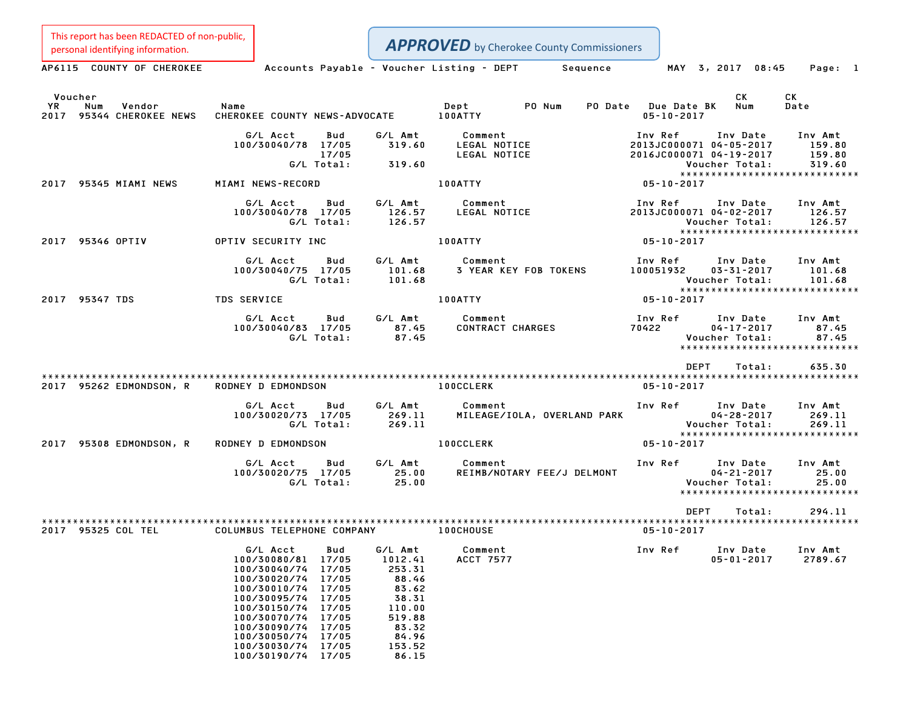This report has been REDACTED of non-public, personal identifying information.

**APPROVED** by Cherokee County Commissioners

AP6115 COUNTY OF CHEROKEE — Accounts Payable - Voucher Listing - DEPT Sequence — MAY 3, 2017 08:45

| Voucher YR | Num | Vendor | Name | Dept | PO Num | PO Date | Due Date BK | CK Num | CK Date |
|---|---|---|---|---|---|---|---|---|---|
| 2017 | 95344 | CHEROKEE NEWS | CHEROKEE COUNTY NEWS-ADVOCATE | 100ATTY | | | 05-10-2017 | | |

| G/L Acct | Bud | G/L Amt | Comment | Inv Ref | Inv Date | Inv Amt |
|---|---|---|---|---|---|---|
| 100/30040/78 | 17/05 | 319.60 | LEGAL NOTICE | 2013JC000071 | 04-05-2017 | 159.80 |
| | 17/05 | | LEGAL NOTICE | 2016JC000071 | 04-19-2017 | 159.80 |
| G/L Total: | | 319.60 | | | Voucher Total: | 319.60 |

| Voucher YR | Num | Vendor | Name | Dept | PO Num | PO Date | Due Date BK | CK Num | CK Date |
|---|---|---|---|---|---|---|---|---|---|
| 2017 | 95345 | MIAMI NEWS | MIAMI NEWS-RECORD | 100ATTY | | | 05-10-2017 | | |

| G/L Acct | Bud | G/L Amt | Comment | Inv Ref | Inv Date | Inv Amt |
|---|---|---|---|---|---|---|
| 100/30040/78 | 17/05 | 126.57 | LEGAL NOTICE | 2013JC000071 | 04-02-2017 | 126.57 |
| G/L Total: | | 126.57 | | | Voucher Total: | 126.57 |

| Voucher YR | Num | Vendor | Name | Dept | PO Num | PO Date | Due Date BK | CK Num | CK Date |
|---|---|---|---|---|---|---|---|---|---|
| 2017 | 95346 | OPTIV | OPTIV SECURITY INC | 100ATTY | | | 05-10-2017 | | |

| G/L Acct | Bud | G/L Amt | Comment | Inv Ref | Inv Date | Inv Amt |
|---|---|---|---|---|---|---|
| 100/30040/75 | 17/05 | 101.68 | 3 YEAR KEY FOB TOKENS | 100051932 | 03-31-2017 | 101.68 |
| G/L Total: | | 101.68 | | | Voucher Total: | 101.68 |

| Voucher YR | Num | Vendor | Name | Dept | PO Num | PO Date | Due Date BK | CK Num | CK Date |
|---|---|---|---|---|---|---|---|---|---|
| 2017 | 95347 | TDS | TDS SERVICE | 100ATTY | | | 05-10-2017 | | |

| G/L Acct | Bud | G/L Amt | Comment | Inv Ref | Inv Date | Inv Amt |
|---|---|---|---|---|---|---|
| 100/30040/83 | 17/05 | 87.45 | CONTRACT CHARGES | 70422 | 04-17-2017 | 87.45 |
| G/L Total: | | 87.45 | | | Voucher Total: | 87.45 |

DEPT Total: 635.30

| Voucher YR | Num | Vendor | Name | Dept | PO Num | PO Date | Due Date BK | CK Num | CK Date |
|---|---|---|---|---|---|---|---|---|---|
| 2017 | 95262 | EDMONDSON, R | RODNEY D EDMONDSON | 100CCLERK | | | 05-10-2017 | | |

| G/L Acct | Bud | G/L Amt | Comment | Inv Ref | Inv Date | Inv Amt |
|---|---|---|---|---|---|---|
| 100/30020/73 | 17/05 | 269.11 | MILEAGE/IOLA, OVERLAND PARK | | 04-28-2017 | 269.11 |
| G/L Total: | | 269.11 | | | Voucher Total: | 269.11 |

| Voucher YR | Num | Vendor | Name | Dept | PO Num | PO Date | Due Date BK | CK Num | CK Date |
|---|---|---|---|---|---|---|---|---|---|
| 2017 | 95308 | EDMONDSON, R | RODNEY D EDMONDSON | 100CCLERK | | | 05-10-2017 | | |

| G/L Acct | Bud | G/L Amt | Comment | Inv Ref | Inv Date | Inv Amt |
|---|---|---|---|---|---|---|
| 100/30020/75 | 17/05 | 25.00 | REIMB/NOTARY FEE/J DELMONT | | 04-21-2017 | 25.00 |
| G/L Total: | | 25.00 | | | Voucher Total: | 25.00 |

DEPT Total: 294.11

| Voucher YR | Num | Vendor | Name | Dept | PO Num | PO Date | Due Date BK | CK Num | CK Date |
|---|---|---|---|---|---|---|---|---|---|
| 2017 | 95325 | COL TEL | COLUMBUS TELEPHONE COMPANY | 100CHOUSE | | | 05-10-2017 | | |

| G/L Acct | Bud | G/L Amt | Comment | Inv Ref | Inv Date | Inv Amt |
|---|---|---|---|---|---|---|
| 100/30080/81 | 17/05 | 1012.41 | ACCT 7577 | | 05-01-2017 | 2789.67 |
| 100/30040/74 | 17/05 | 253.31 | | | | |
| 100/30020/74 | 17/05 | 88.46 | | | | |
| 100/30010/74 | 17/05 | 83.62 | | | | |
| 100/30095/74 | 17/05 | 38.31 | | | | |
| 100/30150/74 | 17/05 | 110.00 | | | | |
| 100/30070/74 | 17/05 | 519.88 | | | | |
| 100/30090/74 | 17/05 | 83.32 | | | | |
| 100/30050/74 | 17/05 | 84.96 | | | | |
| 100/30030/74 | 17/05 | 153.52 | | | | |
| 100/30190/74 | 17/05 | 86.15 | | | | |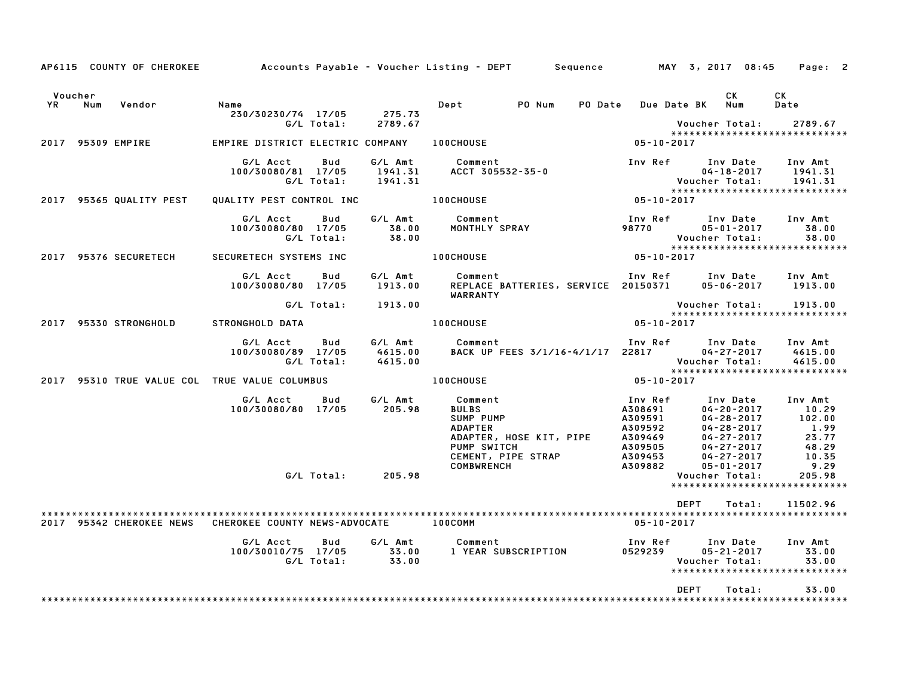AP6115 COUNTY OF CHEROKEE — Accounts Payable - Voucher Listing - DEPT — Sequence — MAY 3, 2017 08:45

| Voucher YR | Num | Vendor | Name | Dept | PO Num | PO Date | Due Date BK | CK Num | CK Date |
|---|---|---|---|---|---|---|---|---|---|

230/30230/74 17/05 275.73
G/L Total: 2789.67 — Voucher Total: 2789.67

*****************************

**2017 95309 EMPIRE** — EMPIRE DISTRICT ELECTRIC COMPANY — 100CHOUSE — 05-10-2017

| G/L Acct | Bud | G/L Amt | Comment | Inv Ref | Inv Date | Inv Amt |
|---|---|---|---|---|---|---|
| 100/30080/81 | 17/05 | 1941.31 | ACCT 305532-35-0 | | 04-18-2017 | 1941.31 |
| | G/L Total: | 1941.31 | | | Voucher Total: | 1941.31 |

*****************************

**2017 95365 QUALITY PEST** — QUALITY PEST CONTROL INC — 100CHOUSE — 05-10-2017

| G/L Acct | Bud | G/L Amt | Comment | Inv Ref | Inv Date | Inv Amt |
|---|---|---|---|---|---|---|
| 100/30080/80 | 17/05 | 38.00 | MONTHLY SPRAY | 98770 | 05-01-2017 | 38.00 |
| | G/L Total: | 38.00 | | | Voucher Total: | 38.00 |

*****************************

**2017 95376 SECURETECH** — SECURETECH SYSTEMS INC — 100CHOUSE — 05-10-2017

| G/L Acct | Bud | G/L Amt | Comment | Inv Ref | Inv Date | Inv Amt |
|---|---|---|---|---|---|---|
| 100/30080/80 | 17/05 | 1913.00 | REPLACE BATTERIES, SERVICE WARRANTY | 20150371 | 05-06-2017 | 1913.00 |
| | G/L Total: | 1913.00 | | | Voucher Total: | 1913.00 |

*****************************

**2017 95330 STRONGHOLD** — STRONGHOLD DATA — 100CHOUSE — 05-10-2017

| G/L Acct | Bud | G/L Amt | Comment | Inv Ref | Inv Date | Inv Amt |
|---|---|---|---|---|---|---|
| 100/30080/89 | 17/05 | 4615.00 | BACK UP FEES 3/1/16-4/1/17 | 22817 | 04-27-2017 | 4615.00 |
| | G/L Total: | 4615.00 | | | Voucher Total: | 4615.00 |

*****************************

**2017 95310 TRUE VALUE COL** — TRUE VALUE COLUMBUS — 100CHOUSE — 05-10-2017

| G/L Acct | Bud | G/L Amt | Comment | Inv Ref | Inv Date | Inv Amt |
|---|---|---|---|---|---|---|
| 100/30080/80 | 17/05 | 205.98 | BULBS | A308691 | 04-20-2017 | 10.29 |
| | | | SUMP PUMP | A309591 | 04-28-2017 | 102.00 |
| | | | ADAPTER | A309592 | 04-28-2017 | 1.99 |
| | | | ADAPTER, HOSE KIT, PIPE | A309469 | 04-27-2017 | 23.77 |
| | | | PUMP SWITCH | A309505 | 04-27-2017 | 48.29 |
| | | | CEMENT, PIPE STRAP | A309453 | 04-27-2017 | 10.35 |
| | | | COMBWRENCH | A309882 | 05-01-2017 | 9.29 |
| | G/L Total: | 205.98 | | | Voucher Total: | 205.98 |

*****************************

DEPT Total: 11502.96

*****************************

**2017 95342 CHEROKEE NEWS** — CHEROKEE COUNTY NEWS-ADVOCATE — 100COMM — 05-10-2017

| G/L Acct | Bud | G/L Amt | Comment | Inv Ref | Inv Date | Inv Amt |
|---|---|---|---|---|---|---|
| 100/30010/75 | 17/05 | 33.00 | 1 YEAR SUBSCRIPTION | 0529239 | 05-21-2017 | 33.00 |
| | G/L Total: | 33.00 | | | Voucher Total: | 33.00 |

*****************************

DEPT Total: 33.00

*****************************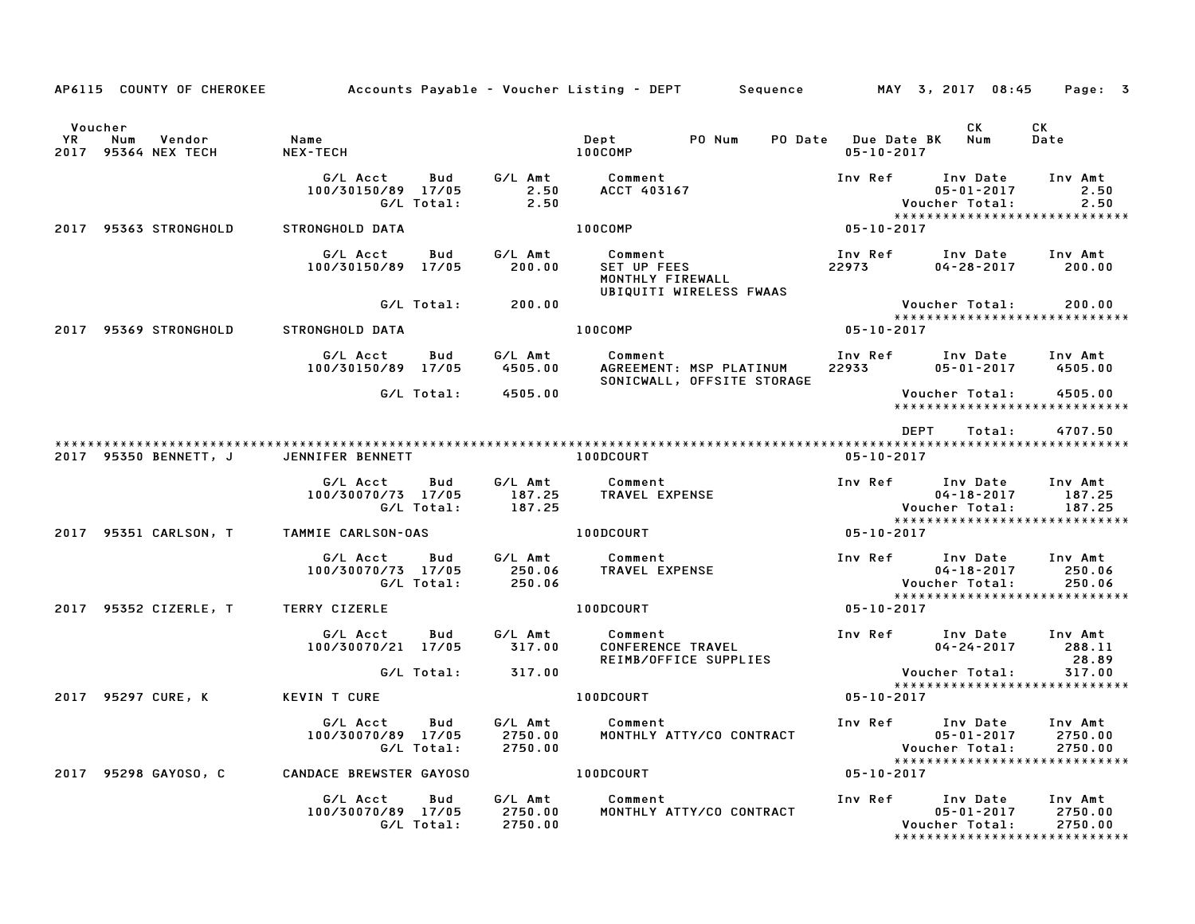AP6115 COUNTY OF CHEROKEE — Accounts Payable - Voucher Listing - DEPT — Sequence — MAY 3, 2017 08:45

| Voucher YR | Num | Vendor | Name | Dept | PO Num | PO Date | Due Date | BK | CK Num | CK Date |
|---|---|---|---|---|---|---|---|---|---|---|
| 2017 | 95364 | NEX TECH | NEX-TECH | 100COMP | | | 05-10-2017 | | | |

| G/L Acct | Bud | G/L Amt | Comment | Inv Ref | Inv Date | Inv Amt |
|---|---|---|---|---|---|---|
| 100/30150/89 | 17/05 | 2.50 | ACCT 403167 | | 05-01-2017 | 2.50 |
| | G/L Total: | 2.50 | | | Voucher Total: | 2.50 |

*****************************

| Voucher YR | Num | Vendor | Name | Dept | Due Date |
|---|---|---|---|---|---|
| 2017 | 95363 | STRONGHOLD | STRONGHOLD DATA | 100COMP | 05-10-2017 |

| G/L Acct | Bud | G/L Amt | Comment | Inv Ref | Inv Date | Inv Amt |
|---|---|---|---|---|---|---|
| 100/30150/89 | 17/05 | 200.00 | SET UP FEES | 22973 | 04-28-2017 | 200.00 |
| | | | MONTHLY FIREWALL | | | |
| | | | UBIQUITI WIRELESS FWAAS | | | |
| | G/L Total: | 200.00 | | | Voucher Total: | 200.00 |

*****************************

| Voucher YR | Num | Vendor | Name | Dept | Due Date |
|---|---|---|---|---|---|
| 2017 | 95369 | STRONGHOLD | STRONGHOLD DATA | 100COMP | 05-10-2017 |

| G/L Acct | Bud | G/L Amt | Comment | Inv Ref | Inv Date | Inv Amt |
|---|---|---|---|---|---|---|
| 100/30150/89 | 17/05 | 4505.00 | AGREEMENT: MSP PLATINUM | 22933 | 05-01-2017 | 4505.00 |
| | | | SONICWALL, OFFSITE STORAGE | | | |
| | G/L Total: | 4505.00 | | | Voucher Total: | 4505.00 |

*****************************

DEPT Total: 4707.50

*****************************

| Voucher YR | Num | Vendor | Name | Dept | Due Date |
|---|---|---|---|---|---|
| 2017 | 95350 | BENNETT, J | JENNIFER BENNETT | 100DCOURT | 05-10-2017 |

| G/L Acct | Bud | G/L Amt | Comment | Inv Ref | Inv Date | Inv Amt |
|---|---|---|---|---|---|---|
| 100/30070/73 | 17/05 | 187.25 | TRAVEL EXPENSE | | 04-18-2017 | 187.25 |
| | G/L Total: | 187.25 | | | Voucher Total: | 187.25 |

*****************************

| Voucher YR | Num | Vendor | Name | Dept | Due Date |
|---|---|---|---|---|---|
| 2017 | 95351 | CARLSON, T | TAMMIE CARLSON-OAS | 100DCOURT | 05-10-2017 |

| G/L Acct | Bud | G/L Amt | Comment | Inv Ref | Inv Date | Inv Amt |
|---|---|---|---|---|---|---|
| 100/30070/73 | 17/05 | 250.06 | TRAVEL EXPENSE | | 04-18-2017 | 250.06 |
| | G/L Total: | 250.06 | | | Voucher Total: | 250.06 |

*****************************

| Voucher YR | Num | Vendor | Name | Dept | Due Date |
|---|---|---|---|---|---|
| 2017 | 95352 | CIZERLE, T | TERRY CIZERLE | 100DCOURT | 05-10-2017 |

| G/L Acct | Bud | G/L Amt | Comment | Inv Ref | Inv Date | Inv Amt |
|---|---|---|---|---|---|---|
| 100/30070/21 | 17/05 | 317.00 | CONFERENCE TRAVEL | | 04-24-2017 | 288.11 |
| | | | REIMB/OFFICE SUPPLIES | | | 28.89 |
| | G/L Total: | 317.00 | | | Voucher Total: | 317.00 |

*****************************

| Voucher YR | Num | Vendor | Name | Dept | Due Date |
|---|---|---|---|---|---|
| 2017 | 95297 | CURE, K | KEVIN T CURE | 100DCOURT | 05-10-2017 |

| G/L Acct | Bud | G/L Amt | Comment | Inv Ref | Inv Date | Inv Amt |
|---|---|---|---|---|---|---|
| 100/30070/89 | 17/05 | 2750.00 | MONTHLY ATTY/CO CONTRACT | | 05-01-2017 | 2750.00 |
| | G/L Total: | 2750.00 | | | Voucher Total: | 2750.00 |

*****************************

| Voucher YR | Num | Vendor | Name | Dept | Due Date |
|---|---|---|---|---|---|
| 2017 | 95298 | GAYOSO, C | CANDACE BREWSTER GAYOSO | 100DCOURT | 05-10-2017 |

| G/L Acct | Bud | G/L Amt | Comment | Inv Ref | Inv Date | Inv Amt |
|---|---|---|---|---|---|---|
| 100/30070/89 | 17/05 | 2750.00 | MONTHLY ATTY/CO CONTRACT | | 05-01-2017 | 2750.00 |
| | G/L Total: | 2750.00 | | | Voucher Total: | 2750.00 |

*****************************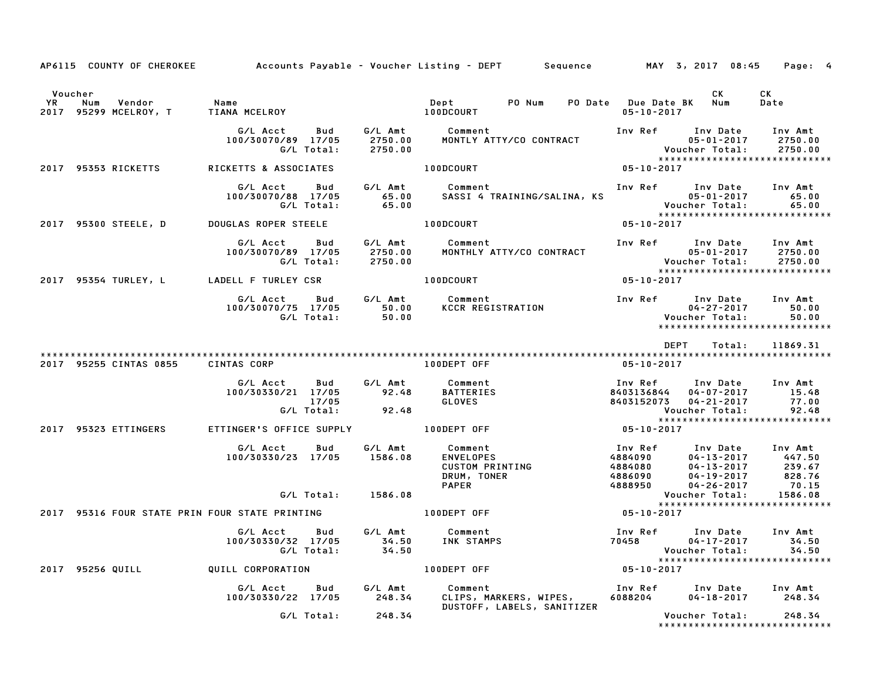AP6115 COUNTY OF CHEROKEE — Accounts Payable - Voucher Listing - DEPT — Sequence — MAY 3, 2017 08:45

| Voucher YR | Num | Vendor | Name | Dept | PO Num | PO Date | Due Date BK | CK Num | CK Date |
|---|---|---|---|---|---|---|---|---|---|
| 2017 | 95299 | MCELROY, T | TIANA MCELROY | 100DCOURT | | | 05-10-2017 | | |

| G/L Acct | Bud | G/L Amt | Comment | Inv Ref | Inv Date | Inv Amt |
|---|---|---|---|---|---|---|
| 100/30070/89 | 17/05 | 2750.00 | MONTLY ATTY/CO CONTRACT | | 05-01-2017 | 2750.00 |
| | G/L Total: | 2750.00 | | | Voucher Total: | 2750.00 |

2017 95353 RICKETTS — RICKETTS & ASSOCIATES — 100DCOURT — 05-10-2017

| G/L Acct | Bud | G/L Amt | Comment | Inv Ref | Inv Date | Inv Amt |
|---|---|---|---|---|---|---|
| 100/30070/88 | 17/05 | 65.00 | SASSI 4 TRAINING/SALINA, KS | | 05-01-2017 | 65.00 |
| | G/L Total: | 65.00 | | | Voucher Total: | 65.00 |

2017 95300 STEELE, D — DOUGLAS ROPER STEELE — 100DCOURT — 05-10-2017

| G/L Acct | Bud | G/L Amt | Comment | Inv Ref | Inv Date | Inv Amt |
|---|---|---|---|---|---|---|
| 100/30070/89 | 17/05 | 2750.00 | MONTHLY ATTY/CO CONTRACT | | 05-01-2017 | 2750.00 |
| | G/L Total: | 2750.00 | | | Voucher Total: | 2750.00 |

2017 95354 TURLEY, L — LADELL F TURLEY CSR — 100DCOURT — 05-10-2017

| G/L Acct | Bud | G/L Amt | Comment | Inv Ref | Inv Date | Inv Amt |
|---|---|---|---|---|---|---|
| 100/30070/75 | 17/05 | 50.00 | KCCR REGISTRATION | | 04-27-2017 | 50.00 |
| | G/L Total: | 50.00 | | | Voucher Total: | 50.00 |

DEPT Total: 11869.31

2017 95255 CINTAS 0855 — CINTAS CORP — 100DEPT OFF — 05-10-2017

| G/L Acct | Bud | G/L Amt | Comment | Inv Ref | Inv Date | Inv Amt |
|---|---|---|---|---|---|---|
| 100/30330/21 | 17/05 | 92.48 | BATTERIES | 8403136844 | 04-07-2017 | 15.48 |
| | 17/05 | | GLOVES | 8403152073 | 04-21-2017 | 77.00 |
| | G/L Total: | 92.48 | | | Voucher Total: | 92.48 |

2017 95323 ETTINGERS — ETTINGER'S OFFICE SUPPLY — 100DEPT OFF — 05-10-2017

| G/L Acct | Bud | G/L Amt | Comment | Inv Ref | Inv Date | Inv Amt |
|---|---|---|---|---|---|---|
| 100/30330/23 | 17/05 | 1586.08 | ENVELOPES | 4884090 | 04-13-2017 | 447.50 |
| | | | CUSTOM PRINTING | 4884080 | 04-13-2017 | 239.67 |
| | | | DRUM, TONER | 4886090 | 04-19-2017 | 828.76 |
| | | | PAPER | 4888950 | 04-26-2017 | 70.15 |
| | G/L Total: | 1586.08 | | | Voucher Total: | 1586.08 |

2017 95316 FOUR STATE PRIN — FOUR STATE PRINTING — 100DEPT OFF — 05-10-2017

| G/L Acct | Bud | G/L Amt | Comment | Inv Ref | Inv Date | Inv Amt |
|---|---|---|---|---|---|---|
| 100/30330/32 | 17/05 | 34.50 | INK STAMPS | 70458 | 04-17-2017 | 34.50 |
| | G/L Total: | 34.50 | | | Voucher Total: | 34.50 |

2017 95256 QUILL — QUILL CORPORATION — 100DEPT OFF — 05-10-2017

| G/L Acct | Bud | G/L Amt | Comment | Inv Ref | Inv Date | Inv Amt |
|---|---|---|---|---|---|---|
| 100/30330/22 | 17/05 | 248.34 | CLIPS, MARKERS, WIPES, DUSTOFF, LABELS, SANITIZER | 6088204 | 04-18-2017 | 248.34 |
| | G/L Total: | 248.34 | | | Voucher Total: | 248.34 |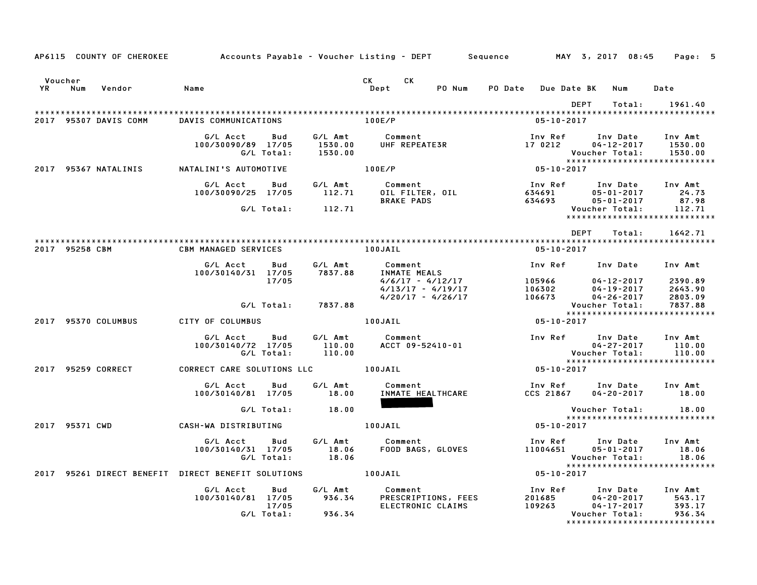| Voucher YR | Num | Vendor | Name | CK Dept | CK | PO Num | PO Date | Due Date BK | Num | Date |
|---|---|---|---|---|---|---|---|---|---|---|
| | | | | | | | | DEPT | Total: | 1961.40 |

************************************************************************************************************

**2017 95307 DAVIS COMM** — DAVIS COMMUNICATIONS — 100E/P — 05-10-2017

| G/L Acct | Bud | G/L Amt | Comment | Inv Ref | Inv Date | Inv Amt |
|---|---|---|---|---|---|---|
| 100/30090/89 | 17/05 | 1530.00 | UHF REPEATE3R | 17 0212 | 04-12-2017 | 1530.00 |
| | G/L Total: | 1530.00 | | | Voucher Total: | 1530.00 |

*****************************

**2017 95367 NATALINIS** — NATALINI'S AUTOMOTIVE — 100E/P — 05-10-2017

| G/L Acct | Bud | G/L Amt | Comment | Inv Ref | Inv Date | Inv Amt |
|---|---|---|---|---|---|---|
| 100/30090/25 | 17/05 | 112.71 | OIL FILTER, OIL | 634691 | 05-01-2017 | 24.73 |
| | | | BRAKE PADS | 634693 | 05-01-2017 | 87.98 |
| | G/L Total: | 112.71 | | | Voucher Total: | 112.71 |

*****************************

DEPT Total: 1642.71

************************************************************************************************************

**2017 95258 CBM** — CBM MANAGED SERVICES — 100JAIL — 05-10-2017

| G/L Acct | Bud | G/L Amt | Comment | Inv Ref | Inv Date | Inv Amt |
|---|---|---|---|---|---|---|
| 100/30140/31 | 17/05 | 7837.88 | INMATE MEALS | | | |
| | 17/05 | | 4/6/17 - 4/12/17 | 105966 | 04-12-2017 | 2390.89 |
| | | | 4/13/17 - 4/19/17 | 106302 | 04-19-2017 | 2643.90 |
| | | | 4/20/17 - 4/26/17 | 106673 | 04-26-2017 | 2803.09 |
| | G/L Total: | 7837.88 | | | Voucher Total: | 7837.88 |

*****************************

**2017 95370 COLUMBUS** — CITY OF COLUMBUS — 100JAIL — 05-10-2017

| G/L Acct | Bud | G/L Amt | Comment | Inv Ref | Inv Date | Inv Amt |
|---|---|---|---|---|---|---|
| 100/30140/72 | 17/05 | 110.00 | ACCT 09-52410-01 | | 04-27-2017 | 110.00 |
| | G/L Total: | 110.00 | | | Voucher Total: | 110.00 |

*****************************

**2017 95259 CORRECT** — CORRECT CARE SOLUTIONS LLC — 100JAIL — 05-10-2017

| G/L Acct | Bud | G/L Amt | Comment | Inv Ref | Inv Date | Inv Amt |
|---|---|---|---|---|---|---|
| 100/30140/81 | 17/05 | 18.00 | INMATE HEALTHCARE | CCS 21867 | 04-20-2017 | 18.00 |
| | G/L Total: | 18.00 | | | Voucher Total: | 18.00 |

*****************************

**2017 95371 CWD** — CASH-WA DISTRIBUTING — 100JAIL — 05-10-2017

| G/L Acct | Bud | G/L Amt | Comment | Inv Ref | Inv Date | Inv Amt |
|---|---|---|---|---|---|---|
| 100/30140/31 | 17/05 | 18.06 | FOOD BAGS, GLOVES | 11004651 | 05-01-2017 | 18.06 |
| | G/L Total: | 18.06 | | | Voucher Total: | 18.06 |

*****************************

**2017 95261 DIRECT BENEFIT** — DIRECT BENEFIT SOLUTIONS — 100JAIL — 05-10-2017

| G/L Acct | Bud | G/L Amt | Comment | Inv Ref | Inv Date | Inv Amt |
|---|---|---|---|---|---|---|
| 100/30140/81 | 17/05 | 936.34 | PRESCRIPTIONS, FEES | 201685 | 04-20-2017 | 543.17 |
| | 17/05 | | ELECTRONIC CLAIMS | 109263 | 04-17-2017 | 393.17 |
| | G/L Total: | 936.34 | | | Voucher Total: | 936.34 |

*****************************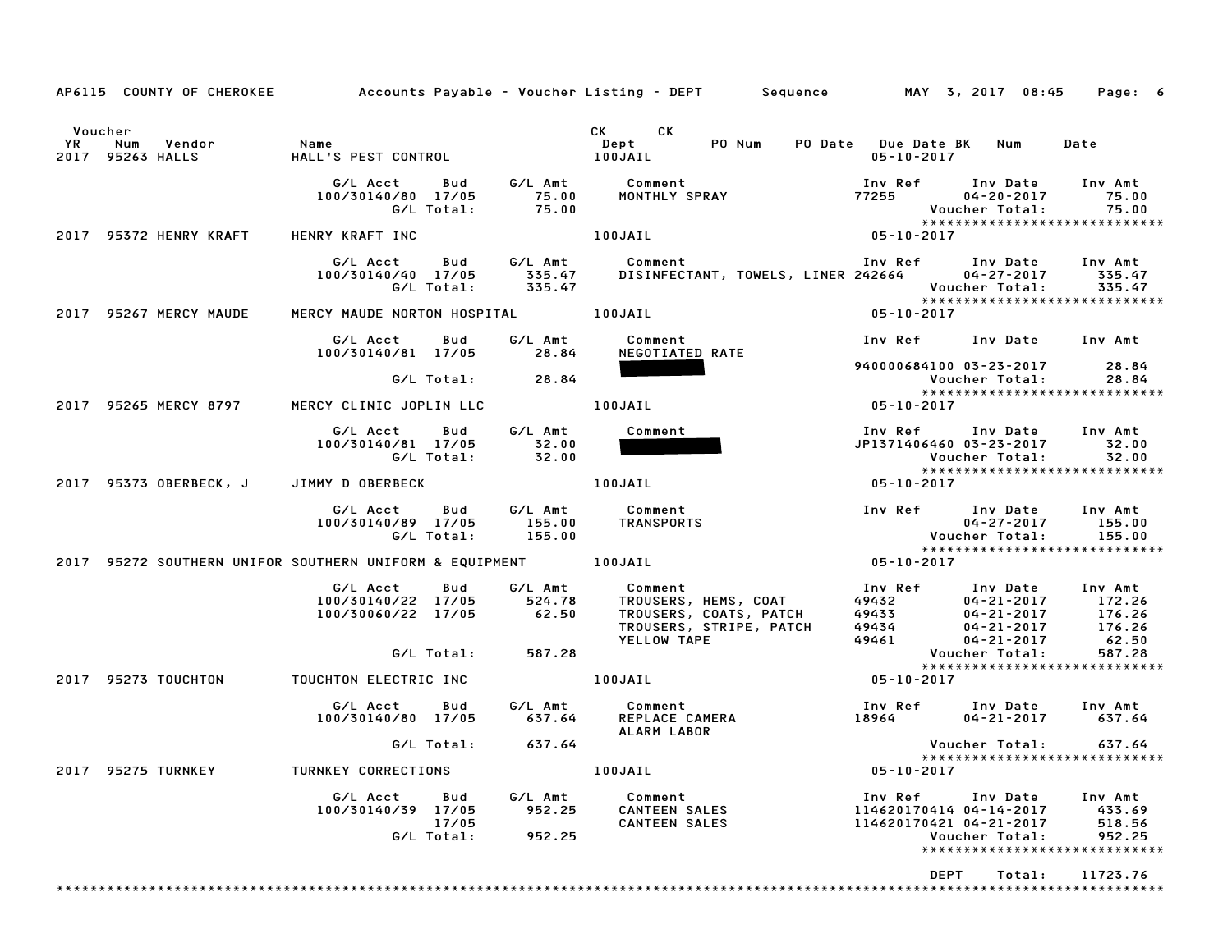AP6115 COUNTY OF CHEROKEE — Accounts Payable - Voucher Listing - DEPT — Sequence — MAY 3, 2017 08:45

| Voucher YR | Num | Vendor | Name | CK Dept | CK PO Num | PO Date | Due Date BK | Num | Date |
|---|---|---|---|---|---|---|---|---|---|
| 2017 | 95263 | HALLS | HALL'S PEST CONTROL | 100JAIL | | | 05-10-2017 | | |

| G/L Acct | Bud | G/L Amt | Comment | Inv Ref | Inv Date | Inv Amt |
|---|---|---|---|---|---|---|
| 100/30140/80 | 17/05 | 75.00 | MONTHLY SPRAY | 77255 | 04-20-2017 | 75.00 |
| | G/L Total: | 75.00 | | | Voucher Total: | 75.00 |

2017 95372 HENRY KRAFT — HENRY KRAFT INC — 100JAIL — 05-10-2017

| G/L Acct | Bud | G/L Amt | Comment | Inv Ref | Inv Date | Inv Amt |
|---|---|---|---|---|---|---|
| 100/30140/40 | 17/05 | 335.47 | DISINFECTANT, TOWELS, LINER | 242664 | 04-27-2017 | 335.47 |
| | G/L Total: | 335.47 | | | Voucher Total: | 335.47 |

2017 95267 MERCY MAUDE — MERCY MAUDE NORTON HOSPITAL — 100JAIL — 05-10-2017

| G/L Acct | Bud | G/L Amt | Comment | Inv Ref | Inv Date | Inv Amt |
|---|---|---|---|---|---|---|
| 100/30140/81 | 17/05 | 28.84 | NEGOTIATED RATE | | | |
| | | | [REDACTED] | 940000684100 | 03-23-2017 | 28.84 |
| | G/L Total: | 28.84 | | | Voucher Total: | 28.84 |

2017 95265 MERCY 8797 — MERCY CLINIC JOPLIN LLC — 100JAIL — 05-10-2017

| G/L Acct | Bud | G/L Amt | Comment | Inv Ref | Inv Date | Inv Amt |
|---|---|---|---|---|---|---|
| 100/30140/81 | 17/05 | 32.00 | [REDACTED] | JP1371406460 | 03-23-2017 | 32.00 |
| | G/L Total: | 32.00 | | | Voucher Total: | 32.00 |

2017 95373 OBERBECK, J — JIMMY D OBERBECK — 100JAIL — 05-10-2017

| G/L Acct | Bud | G/L Amt | Comment | Inv Ref | Inv Date | Inv Amt |
|---|---|---|---|---|---|---|
| 100/30140/89 | 17/05 | 155.00 | TRANSPORTS | | 04-27-2017 | 155.00 |
| | G/L Total: | 155.00 | | | Voucher Total: | 155.00 |

2017 95272 SOUTHERN UNIFOR — SOUTHERN UNIFORM & EQUIPMENT — 100JAIL — 05-10-2017

| G/L Acct | Bud | G/L Amt | Comment | Inv Ref | Inv Date | Inv Amt |
|---|---|---|---|---|---|---|
| 100/30140/22 | 17/05 | 524.78 | TROUSERS, HEMS, COAT | 49432 | 04-21-2017 | 172.26 |
| 100/30060/22 | 17/05 | 62.50 | TROUSERS, COATS, PATCH | 49433 | 04-21-2017 | 176.26 |
| | | | TROUSERS, STRIPE, PATCH | 49434 | 04-21-2017 | 176.26 |
| | | | YELLOW TAPE | 49461 | 04-21-2017 | 62.50 |
| | G/L Total: | 587.28 | | | Voucher Total: | 587.28 |

2017 95273 TOUCHTON — TOUCHTON ELECTRIC INC — 100JAIL — 05-10-2017

| G/L Acct | Bud | G/L Amt | Comment | Inv Ref | Inv Date | Inv Amt |
|---|---|---|---|---|---|---|
| 100/30140/80 | 17/05 | 637.64 | REPLACE CAMERA | 18964 | 04-21-2017 | 637.64 |
| | | | ALARM LABOR | | | |
| | G/L Total: | 637.64 | | | Voucher Total: | 637.64 |

2017 95275 TURNKEY — TURNKEY CORRECTIONS — 100JAIL — 05-10-2017

| G/L Acct | Bud | G/L Amt | Comment | Inv Ref | Inv Date | Inv Amt |
|---|---|---|---|---|---|---|
| 100/30140/39 | 17/05 | 952.25 | CANTEEN SALES | 114620170414 | 04-14-2017 | 433.69 |
| | 17/05 | | CANTEEN SALES | 114620170421 | 04-21-2017 | 518.56 |
| | G/L Total: | 952.25 | | | Voucher Total: | 952.25 |

DEPT Total: 11723.76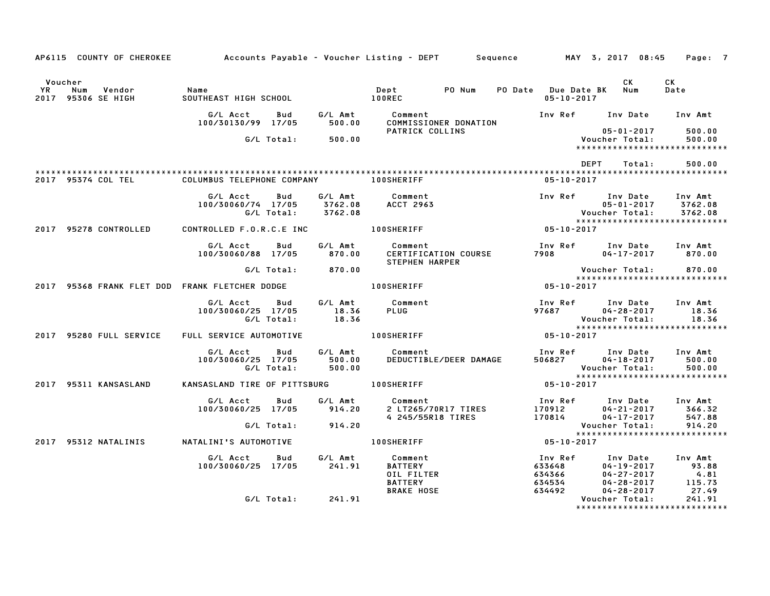AP6115 COUNTY OF CHEROKEE Accounts Payable - Voucher Listing - DEPT Sequence MAY 3, 2017 08:45

| Voucher YR | Num | Vendor | Name | Dept | PO Num | PO Date | Due Date BK | CK Num | CK Date |
|---|---|---|---|---|---|---|---|---|---|
| 2017 | 95306 | SE HIGH | SOUTHEAST HIGH SCHOOL | 100REC | | | 05-10-2017 | | |

| G/L Acct | Bud | G/L Amt | Comment | Inv Ref | Inv Date | Inv Amt |
|---|---|---|---|---|---|---|
| 100/30130/99 | 17/05 | 500.00 | COMMISSIONER DONATION | | | |
| | | | PATRICK COLLINS | | 05-01-2017 | 500.00 |
| | G/L Total: | 500.00 | | | Voucher Total: | 500.00 |

*****************************

DEPT Total: 500.00

| Voucher YR | Num | Vendor | Name | Dept | Due Date BK |
|---|---|---|---|---|---|
| 2017 | 95374 | COL TEL | COLUMBUS TELEPHONE COMPANY | 100SHERIFF | 05-10-2017 |

| G/L Acct | Bud | G/L Amt | Comment | Inv Ref | Inv Date | Inv Amt |
|---|---|---|---|---|---|---|
| 100/30060/74 | 17/05 | 3762.08 | ACCT 2963 | | 05-01-2017 | 3762.08 |
| | G/L Total: | 3762.08 | | | Voucher Total: | 3762.08 |

| Voucher YR | Num | Vendor | Name | Dept | Due Date BK |
|---|---|---|---|---|---|
| 2017 | 95278 | CONTROLLED | CONTROLLED F.O.R.C.E INC | 100SHERIFF | 05-10-2017 |

| G/L Acct | Bud | G/L Amt | Comment | Inv Ref | Inv Date | Inv Amt |
|---|---|---|---|---|---|---|
| 100/30060/88 | 17/05 | 870.00 | CERTIFICATION COURSE | 7908 | 04-17-2017 | 870.00 |
| | | | STEPHEN HARPER | | | |
| | G/L Total: | 870.00 | | | Voucher Total: | 870.00 |

| Voucher YR | Num | Vendor | Name | Dept | Due Date BK |
|---|---|---|---|---|---|
| 2017 | 95368 | FRANK FLET DOD | FRANK FLETCHER DODGE | 100SHERIFF | 05-10-2017 |

| G/L Acct | Bud | G/L Amt | Comment | Inv Ref | Inv Date | Inv Amt |
|---|---|---|---|---|---|---|
| 100/30060/25 | 17/05 | 18.36 | PLUG | 97687 | 04-28-2017 | 18.36 |
| | G/L Total: | 18.36 | | | Voucher Total: | 18.36 |

| Voucher YR | Num | Vendor | Name | Dept | Due Date BK |
|---|---|---|---|---|---|
| 2017 | 95280 | FULL SERVICE | FULL SERVICE AUTOMOTIVE | 100SHERIFF | 05-10-2017 |

| G/L Acct | Bud | G/L Amt | Comment | Inv Ref | Inv Date | Inv Amt |
|---|---|---|---|---|---|---|
| 100/30060/25 | 17/05 | 500.00 | DEDUCTIBLE/DEER DAMAGE | 506827 | 04-18-2017 | 500.00 |
| | G/L Total: | 500.00 | | | Voucher Total: | 500.00 |

| Voucher YR | Num | Vendor | Name | Dept | Due Date BK |
|---|---|---|---|---|---|
| 2017 | 95311 | KANSASLAND | KANSASLAND TIRE OF PITTSBURG | 100SHERIFF | 05-10-2017 |

| G/L Acct | Bud | G/L Amt | Comment | Inv Ref | Inv Date | Inv Amt |
|---|---|---|---|---|---|---|
| 100/30060/25 | 17/05 | 914.20 | 2 LT265/70R17 TIRES | 170912 | 04-21-2017 | 366.32 |
| | | | 4 245/55R18 TIRES | 170814 | 04-17-2017 | 547.88 |
| | G/L Total: | 914.20 | | | Voucher Total: | 914.20 |

| Voucher YR | Num | Vendor | Name | Dept | Due Date BK |
|---|---|---|---|---|---|
| 2017 | 95312 | NATALINIS | NATALINI'S AUTOMOTIVE | 100SHERIFF | 05-10-2017 |

| G/L Acct | Bud | G/L Amt | Comment | Inv Ref | Inv Date | Inv Amt |
|---|---|---|---|---|---|---|
| 100/30060/25 | 17/05 | 241.91 | BATTERY | 633648 | 04-19-2017 | 93.88 |
| | | | OIL FILTER | 634366 | 04-27-2017 | 4.81 |
| | | | BATTERY | 634534 | 04-28-2017 | 115.73 |
| | | | BRAKE HOSE | 634492 | 04-28-2017 | 27.49 |
| | G/L Total: | 241.91 | | | Voucher Total: | 241.91 |

*****************************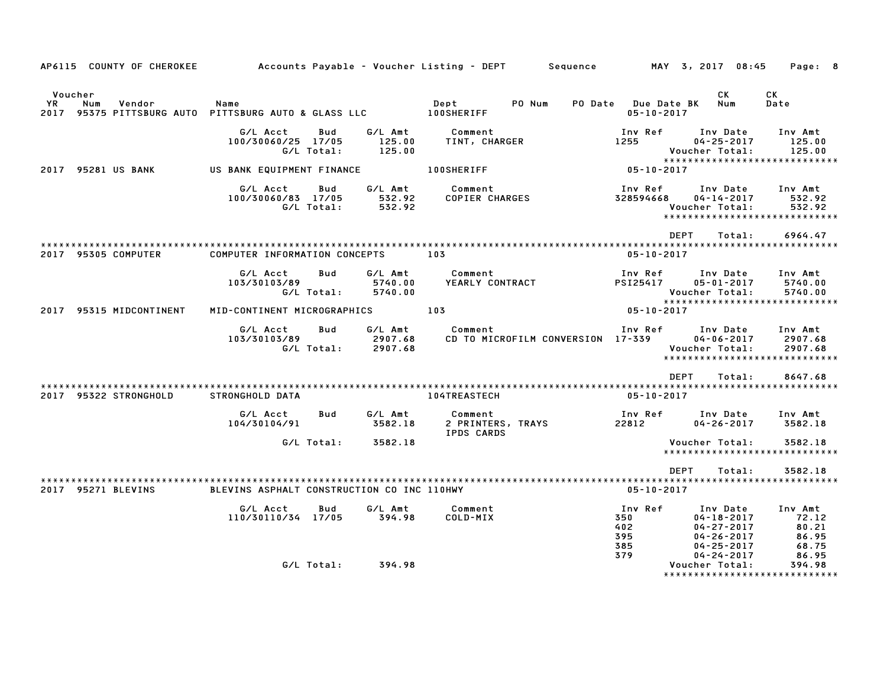AP6115 COUNTY OF CHEROKEE Accounts Payable - Voucher Listing - DEPT Sequence MAY 3, 2017 08:45

| Voucher YR | Num | Vendor | Name | Dept | PO Num | PO Date | Due Date BK | CK Num | CK Date |
|---|---|---|---|---|---|---|---|---|---|
| 2017 | 95375 | PITTSBURG AUTO | PITTSBURG AUTO & GLASS LLC | 100SHERIFF | | | 05-10-2017 | | |

| G/L Acct | Bud | G/L Amt | Comment | Inv Ref | Inv Date | Inv Amt |
|---|---|---|---|---|---|---|
| 100/30060/25 | 17/05 | 125.00 | TINT, CHARGER | 1255 | 04-25-2017 | 125.00 |
| | G/L Total: | 125.00 | | | Voucher Total: | 125.00 |

****************************

| YR | Num | Vendor | Name | Dept | Due Date |
|---|---|---|---|---|---|
| 2017 | 95281 | US BANK | US BANK EQUIPMENT FINANCE | 100SHERIFF | 05-10-2017 |

| G/L Acct | Bud | G/L Amt | Comment | Inv Ref | Inv Date | Inv Amt |
|---|---|---|---|---|---|---|
| 100/30060/83 | 17/05 | 532.92 | COPIER CHARGES | 328594668 | 04-14-2017 | 532.92 |
| | G/L Total: | 532.92 | | | Voucher Total: | 532.92 |

****************************

DEPT Total: 6964.47

****************************

| YR | Num | Vendor | Name | Dept | Due Date |
|---|---|---|---|---|---|
| 2017 | 95305 | COMPUTER | COMPUTER INFORMATION CONCEPTS | 103 | 05-10-2017 |

| G/L Acct | Bud | G/L Amt | Comment | Inv Ref | Inv Date | Inv Amt |
|---|---|---|---|---|---|---|
| 103/30103/89 | | 5740.00 | YEARLY CONTRACT | PSI25417 | 05-01-2017 | 5740.00 |
| | G/L Total: | 5740.00 | | | Voucher Total: | 5740.00 |

****************************

| YR | Num | Vendor | Name | Dept | Due Date |
|---|---|---|---|---|---|
| 2017 | 95315 | MIDCONTINENT | MID-CONTINENT MICROGRAPHICS | 103 | 05-10-2017 |

| G/L Acct | Bud | G/L Amt | Comment | Inv Ref | Inv Date | Inv Amt |
|---|---|---|---|---|---|---|
| 103/30103/89 | | 2907.68 | CD TO MICROFILM CONVERSION | 17-339 | 04-06-2017 | 2907.68 |
| | G/L Total: | 2907.68 | | | Voucher Total: | 2907.68 |

****************************

DEPT Total: 8647.68

****************************

| YR | Num | Vendor | Name | Dept | Due Date |
|---|---|---|---|---|---|
| 2017 | 95322 | STRONGHOLD | STRONGHOLD DATA | 104TREASTECH | 05-10-2017 |

| G/L Acct | Bud | G/L Amt | Comment | Inv Ref | Inv Date | Inv Amt |
|---|---|---|---|---|---|---|
| 104/30104/91 | | 3582.18 | 2 PRINTERS, TRAYS IPDS CARDS | 22812 | 04-26-2017 | 3582.18 |
| | G/L Total: | 3582.18 | | | Voucher Total: | 3582.18 |

****************************

DEPT Total: 3582.18

****************************

| YR | Num | Vendor | Name | Dept | Due Date |
|---|---|---|---|---|---|
| 2017 | 95271 | BLEVINS | BLEVINS ASPHALT CONSTRUCTION CO INC | 110HWY | 05-10-2017 |

| G/L Acct | Bud | G/L Amt | Comment | Inv Ref | Inv Date | Inv Amt |
|---|---|---|---|---|---|---|
| 110/30110/34 | 17/05 | 394.98 | COLD-MIX | 350 | 04-18-2017 | 72.12 |
| | | | | 402 | 04-27-2017 | 80.21 |
| | | | | 395 | 04-26-2017 | 86.95 |
| | | | | 385 | 04-25-2017 | 68.75 |
| | | | | 379 | 04-24-2017 | 86.95 |
| | G/L Total: | 394.98 | | | Voucher Total: | 394.98 |

****************************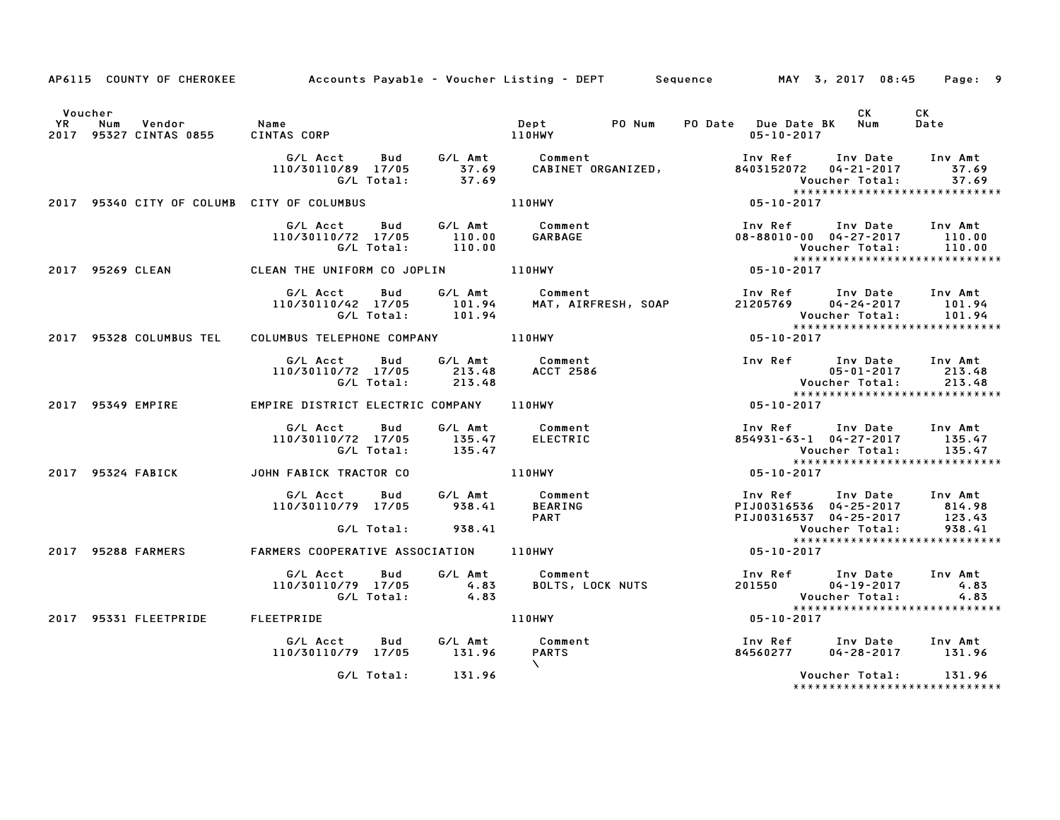AP6115 COUNTY OF CHEROKEE — Accounts Payable - Voucher Listing - DEPT — Sequence — MAY 3, 2017 08:45

| Voucher YR | Num | Vendor | Name | Dept | PO Num | PO Date | Due Date | BK | CK Num | CK Date |
|---|---|---|---|---|---|---|---|---|---|---|
| 2017 | 95327 | CINTAS 0855 | CINTAS CORP | 110HWY | | | 05-10-2017 | | | |

| G/L Acct | Bud | G/L Amt | Comment | Inv Ref | Inv Date | Inv Amt |
|---|---|---|---|---|---|---|
| 110/30110/89 | 17/05 | 37.69 | CABINET ORGANIZED, | 8403152072 | 04-21-2017 | 37.69 |
| | G/L Total: | 37.69 | | | Voucher Total: | 37.69 |

******************************

| Voucher YR | Num | Vendor | Name | Dept | PO Num | PO Date | Due Date | BK | CK Num | CK Date |
|---|---|---|---|---|---|---|---|---|---|---|
| 2017 | 95340 | CITY OF COLUMB | CITY OF COLUMBUS | 110HWY | | | 05-10-2017 | | | |

| G/L Acct | Bud | G/L Amt | Comment | Inv Ref | Inv Date | Inv Amt |
|---|---|---|---|---|---|---|
| 110/30110/72 | 17/05 | 110.00 | GARBAGE | 08-88010-00 | 04-27-2017 | 110.00 |
| | G/L Total: | 110.00 | | | Voucher Total: | 110.00 |

******************************

| Voucher YR | Num | Vendor | Name | Dept | PO Num | PO Date | Due Date | BK | CK Num | CK Date |
|---|---|---|---|---|---|---|---|---|---|---|
| 2017 | 95269 | CLEAN | CLEAN THE UNIFORM CO JOPLIN | 110HWY | | | 05-10-2017 | | | |

| G/L Acct | Bud | G/L Amt | Comment | Inv Ref | Inv Date | Inv Amt |
|---|---|---|---|---|---|---|
| 110/30110/42 | 17/05 | 101.94 | MAT, AIRFRESH, SOAP | 21205769 | 04-24-2017 | 101.94 |
| | G/L Total: | 101.94 | | | Voucher Total: | 101.94 |

******************************

| Voucher YR | Num | Vendor | Name | Dept | PO Num | PO Date | Due Date | BK | CK Num | CK Date |
|---|---|---|---|---|---|---|---|---|---|---|
| 2017 | 95328 | COLUMBUS TEL | COLUMBUS TELEPHONE COMPANY | 110HWY | | | 05-10-2017 | | | |

| G/L Acct | Bud | G/L Amt | Comment | Inv Ref | Inv Date | Inv Amt |
|---|---|---|---|---|---|---|
| 110/30110/72 | 17/05 | 213.48 | ACCT 2586 | | 05-01-2017 | 213.48 |
| | G/L Total: | 213.48 | | | Voucher Total: | 213.48 |

******************************

| Voucher YR | Num | Vendor | Name | Dept | PO Num | PO Date | Due Date | BK | CK Num | CK Date |
|---|---|---|---|---|---|---|---|---|---|---|
| 2017 | 95349 | EMPIRE | EMPIRE DISTRICT ELECTRIC COMPANY | 110HWY | | | 05-10-2017 | | | |

| G/L Acct | Bud | G/L Amt | Comment | Inv Ref | Inv Date | Inv Amt |
|---|---|---|---|---|---|---|
| 110/30110/72 | 17/05 | 135.47 | ELECTRIC | 854931-63-1 | 04-27-2017 | 135.47 |
| | G/L Total: | 135.47 | | | Voucher Total: | 135.47 |

******************************

| Voucher YR | Num | Vendor | Name | Dept | PO Num | PO Date | Due Date | BK | CK Num | CK Date |
|---|---|---|---|---|---|---|---|---|---|---|
| 2017 | 95324 | FABICK | JOHN FABICK TRACTOR CO | 110HWY | | | 05-10-2017 | | | |

| G/L Acct | Bud | G/L Amt | Comment | Inv Ref | Inv Date | Inv Amt |
|---|---|---|---|---|---|---|
| 110/30110/79 | 17/05 | 938.41 | BEARING | PIJ00316536 | 04-25-2017 | 814.98 |
| | | | PART | PIJ00316537 | 04-25-2017 | 123.43 |
| | G/L Total: | 938.41 | | | Voucher Total: | 938.41 |

******************************

| Voucher YR | Num | Vendor | Name | Dept | PO Num | PO Date | Due Date | BK | CK Num | CK Date |
|---|---|---|---|---|---|---|---|---|---|---|
| 2017 | 95288 | FARMERS | FARMERS COOPERATIVE ASSOCIATION | 110HWY | | | 05-10-2017 | | | |

| G/L Acct | Bud | G/L Amt | Comment | Inv Ref | Inv Date | Inv Amt |
|---|---|---|---|---|---|---|
| 110/30110/79 | 17/05 | 4.83 | BOLTS, LOCK NUTS | 201550 | 04-19-2017 | 4.83 |
| | G/L Total: | 4.83 | | | Voucher Total: | 4.83 |

******************************

| Voucher YR | Num | Vendor | Name | Dept | PO Num | PO Date | Due Date | BK | CK Num | CK Date |
|---|---|---|---|---|---|---|---|---|---|---|
| 2017 | 95331 | FLEETPRIDE | FLEETPRIDE | 110HWY | | | 05-10-2017 | | | |

| G/L Acct | Bud | G/L Amt | Comment | Inv Ref | Inv Date | Inv Amt |
|---|---|---|---|---|---|---|
| 110/30110/79 | 17/05 | 131.96 | PARTS \ | 84560277 | 04-28-2017 | 131.96 |
| | G/L Total: | 131.96 | | | Voucher Total: | 131.96 |

******************************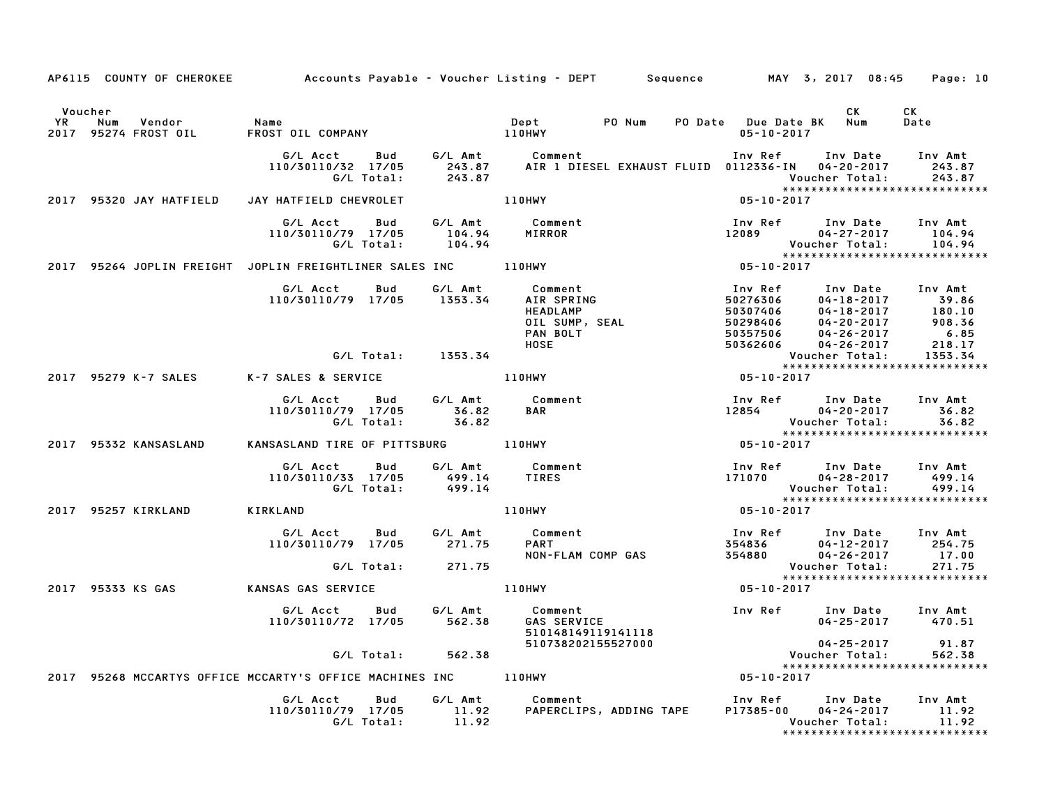AP6115 COUNTY OF CHEROKEE Accounts Payable - Voucher Listing - DEPT Sequence MAY 3, 2017 08:45

| Voucher YR | Num | Vendor | Name | Dept | PO Num | PO Date | Due Date | BK | CK Num | CK Date |
|---|---|---|---|---|---|---|---|---|---|---|
| 2017 | 95274 | FROST OIL | FROST OIL COMPANY | 110HWY | | | 05-10-2017 | | | |

| G/L Acct | Bud | G/L Amt | Comment | Inv Ref | Inv Date | Inv Amt |
|---|---|---|---|---|---|---|
| 110/30110/32 | 17/05 | 243.87 | AIR 1 DIESEL EXHAUST FLUID | 0112336-IN | 04-20-2017 | 243.87 |
| | G/L Total: | 243.87 | | | Voucher Total: | 243.87 |

******************************

| Voucher YR | Num | Vendor | Name | Dept | PO Num | PO Date | Due Date | BK | CK Num | CK Date |
|---|---|---|---|---|---|---|---|---|---|---|
| 2017 | 95320 | JAY HATFIELD | JAY HATFIELD CHEVROLET | 110HWY | | | 05-10-2017 | | | |

| G/L Acct | Bud | G/L Amt | Comment | Inv Ref | Inv Date | Inv Amt |
|---|---|---|---|---|---|---|
| 110/30110/79 | 17/05 | 104.94 | MIRROR | 12089 | 04-27-2017 | 104.94 |
| | G/L Total: | 104.94 | | | Voucher Total: | 104.94 |

******************************

| Voucher YR | Num | Vendor | Name | Dept | PO Num | PO Date | Due Date | BK | CK Num | CK Date |
|---|---|---|---|---|---|---|---|---|---|---|
| 2017 | 95264 | JOPLIN FREIGHT | JOPLIN FREIGHTLINER SALES INC | 110HWY | | | 05-10-2017 | | | |

| G/L Acct | Bud | G/L Amt | Comment | Inv Ref | Inv Date | Inv Amt |
|---|---|---|---|---|---|---|
| 110/30110/79 | 17/05 | 1353.34 | AIR SPRING | 50276306 | 04-18-2017 | 39.86 |
| | | | HEADLAMP | 50307406 | 04-18-2017 | 180.10 |
| | | | OIL SUMP, SEAL | 50298406 | 04-20-2017 | 908.36 |
| | | | PAN BOLT | 50357506 | 04-26-2017 | 6.85 |
| | | | HOSE | 50362606 | 04-26-2017 | 218.17 |
| | G/L Total: | 1353.34 | | | Voucher Total: | 1353.34 |

******************************

| Voucher YR | Num | Vendor | Name | Dept | PO Num | PO Date | Due Date | BK | CK Num | CK Date |
|---|---|---|---|---|---|---|---|---|---|---|
| 2017 | 95279 | K-7 SALES | K-7 SALES & SERVICE | 110HWY | | | 05-10-2017 | | | |

| G/L Acct | Bud | G/L Amt | Comment | Inv Ref | Inv Date | Inv Amt |
|---|---|---|---|---|---|---|
| 110/30110/79 | 17/05 | 36.82 | BAR | 12854 | 04-20-2017 | 36.82 |
| | G/L Total: | 36.82 | | | Voucher Total: | 36.82 |

******************************

| Voucher YR | Num | Vendor | Name | Dept | PO Num | PO Date | Due Date | BK | CK Num | CK Date |
|---|---|---|---|---|---|---|---|---|---|---|
| 2017 | 95332 | KANSASLAND | KANSASLAND TIRE OF PITTSBURG | 110HWY | | | 05-10-2017 | | | |

| G/L Acct | Bud | G/L Amt | Comment | Inv Ref | Inv Date | Inv Amt |
|---|---|---|---|---|---|---|
| 110/30110/33 | 17/05 | 499.14 | TIRES | 171070 | 04-28-2017 | 499.14 |
| | G/L Total: | 499.14 | | | Voucher Total: | 499.14 |

******************************

| Voucher YR | Num | Vendor | Name | Dept | PO Num | PO Date | Due Date | BK | CK Num | CK Date |
|---|---|---|---|---|---|---|---|---|---|---|
| 2017 | 95257 | KIRKLAND | KIRKLAND | 110HWY | | | 05-10-2017 | | | |

| G/L Acct | Bud | G/L Amt | Comment | Inv Ref | Inv Date | Inv Amt |
|---|---|---|---|---|---|---|
| 110/30110/79 | 17/05 | 271.75 | PART | 354836 | 04-12-2017 | 254.75 |
| | | | NON-FLAM COMP GAS | 354880 | 04-26-2017 | 17.00 |
| | G/L Total: | 271.75 | | | Voucher Total: | 271.75 |

******************************

| Voucher YR | Num | Vendor | Name | Dept | PO Num | PO Date | Due Date | BK | CK Num | CK Date |
|---|---|---|---|---|---|---|---|---|---|---|
| 2017 | 95333 | KS GAS | KANSAS GAS SERVICE | 110HWY | | | 05-10-2017 | | | |

| G/L Acct | Bud | G/L Amt | Comment | Inv Ref | Inv Date | Inv Amt |
|---|---|---|---|---|---|---|
| 110/30110/72 | 17/05 | 562.38 | GAS SERVICE | | 04-25-2017 | 470.51 |
| | | | 510148149119141118 | | | |
| | | | 510738202155527000 | | 04-25-2017 | 91.87 |
| | G/L Total: | 562.38 | | | Voucher Total: | 562.38 |

******************************

| Voucher YR | Num | Vendor | Name | Dept | PO Num | PO Date | Due Date | BK | CK Num | CK Date |
|---|---|---|---|---|---|---|---|---|---|---|
| 2017 | 95268 | MCCARTYS OFFICE | MCCARTY'S OFFICE MACHINES INC | 110HWY | | | 05-10-2017 | | | |

| G/L Acct | Bud | G/L Amt | Comment | Inv Ref | Inv Date | Inv Amt |
|---|---|---|---|---|---|---|
| 110/30110/79 | 17/05 | 11.92 | PAPERCLIPS, ADDING TAPE | P17385-00 | 04-24-2017 | 11.92 |
| | G/L Total: | 11.92 | | | Voucher Total: | 11.92 |

******************************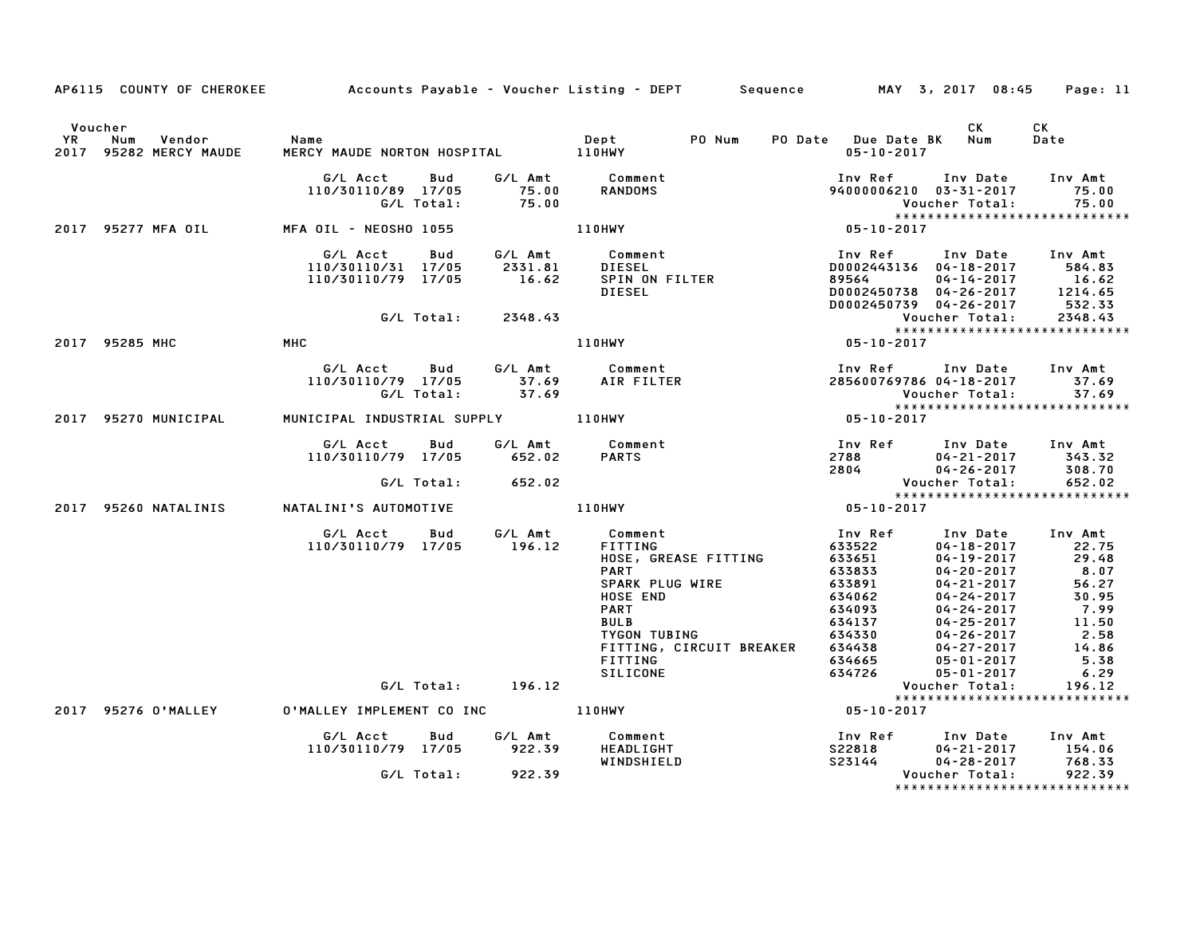AP6115 COUNTY OF CHEROKEE — Accounts Payable - Voucher Listing - DEPT — Sequence — MAY 3, 2017 08:45

| Voucher YR | Num | Vendor | Name | Dept | PO Num | PO Date | Due Date BK | CK Num | CK Date |
|---|---|---|---|---|---|---|---|---|---|
| 2017 | 95282 | MERCY MAUDE | MERCY MAUDE NORTON HOSPITAL | 110HWY | | | 05-10-2017 | | |

| G/L Acct | Bud | G/L Amt | Comment | Inv Ref | Inv Date | Inv Amt |
|---|---|---|---|---|---|---|
| 110/30110/89 | 17/05 | 75.00 | RANDOMS | 94000006210 | 03-31-2017 | 75.00 |
| | G/L Total: | 75.00 | | | Voucher Total: | 75.00 |

| Voucher YR | Num | Vendor | Name | Dept | Due Date BK |
|---|---|---|---|---|---|
| 2017 | 95277 | MFA OIL | MFA OIL - NEOSHO 1055 | 110HWY | 05-10-2017 |

| G/L Acct | Bud | G/L Amt | Comment | Inv Ref | Inv Date | Inv Amt |
|---|---|---|---|---|---|---|
| 110/30110/31 | 17/05 | 2331.81 | DIESEL | D0002443136 | 04-18-2017 | 584.83 |
| 110/30110/79 | 17/05 | 16.62 | SPIN ON FILTER | 89564 | 04-14-2017 | 16.62 |
| | | | DIESEL | D0002450738 | 04-26-2017 | 1214.65 |
| | | | | D0002450739 | 04-26-2017 | 532.33 |
| | G/L Total: | 2348.43 | | | Voucher Total: | 2348.43 |

| Voucher YR | Num | Vendor | Name | Dept | Due Date BK |
|---|---|---|---|---|---|
| 2017 | 95285 | MHC | MHC | 110HWY | 05-10-2017 |

| G/L Acct | Bud | G/L Amt | Comment | Inv Ref | Inv Date | Inv Amt |
|---|---|---|---|---|---|---|
| 110/30110/79 | 17/05 | 37.69 | AIR FILTER | 285600769786 | 04-18-2017 | 37.69 |
| | G/L Total: | 37.69 | | | Voucher Total: | 37.69 |

| Voucher YR | Num | Vendor | Name | Dept | Due Date BK |
|---|---|---|---|---|---|
| 2017 | 95270 | MUNICIPAL | MUNICIPAL INDUSTRIAL SUPPLY | 110HWY | 05-10-2017 |

| G/L Acct | Bud | G/L Amt | Comment | Inv Ref | Inv Date | Inv Amt |
|---|---|---|---|---|---|---|
| 110/30110/79 | 17/05 | 652.02 | PARTS | 2788 | 04-21-2017 | 343.32 |
| | | | | 2804 | 04-26-2017 | 308.70 |
| | G/L Total: | 652.02 | | | Voucher Total: | 652.02 |

| Voucher YR | Num | Vendor | Name | Dept | Due Date BK |
|---|---|---|---|---|---|
| 2017 | 95260 | NATALINIS | NATALINI'S AUTOMOTIVE | 110HWY | 05-10-2017 |

| G/L Acct | Bud | G/L Amt | Comment | Inv Ref | Inv Date | Inv Amt |
|---|---|---|---|---|---|---|
| 110/30110/79 | 17/05 | 196.12 | FITTING | 633522 | 04-18-2017 | 22.75 |
| | | | HOSE, GREASE FITTING | 633651 | 04-19-2017 | 29.48 |
| | | | PART | 633833 | 04-20-2017 | 8.07 |
| | | | SPARK PLUG WIRE | 633891 | 04-21-2017 | 56.27 |
| | | | HOSE END | 634062 | 04-24-2017 | 30.95 |
| | | | PART | 634093 | 04-24-2017 | 7.99 |
| | | | BULB | 634137 | 04-25-2017 | 11.50 |
| | | | TYGON TUBING | 634330 | 04-26-2017 | 2.58 |
| | | | FITTING, CIRCUIT BREAKER | 634438 | 04-27-2017 | 14.86 |
| | | | FITTING | 634665 | 05-01-2017 | 5.38 |
| | | | SILICONE | 634726 | 05-01-2017 | 6.29 |
| | G/L Total: | 196.12 | | | Voucher Total: | 196.12 |

| Voucher YR | Num | Vendor | Name | Dept | Due Date BK |
|---|---|---|---|---|---|
| 2017 | 95276 | O'MALLEY | O'MALLEY IMPLEMENT CO INC | 110HWY | 05-10-2017 |

| G/L Acct | Bud | G/L Amt | Comment | Inv Ref | Inv Date | Inv Amt |
|---|---|---|---|---|---|---|
| 110/30110/79 | 17/05 | 922.39 | HEADLIGHT | S22818 | 04-21-2017 | 154.06 |
| | | | WINDSHIELD | S23144 | 04-28-2017 | 768.33 |
| | G/L Total: | 922.39 | | | Voucher Total: | 922.39 |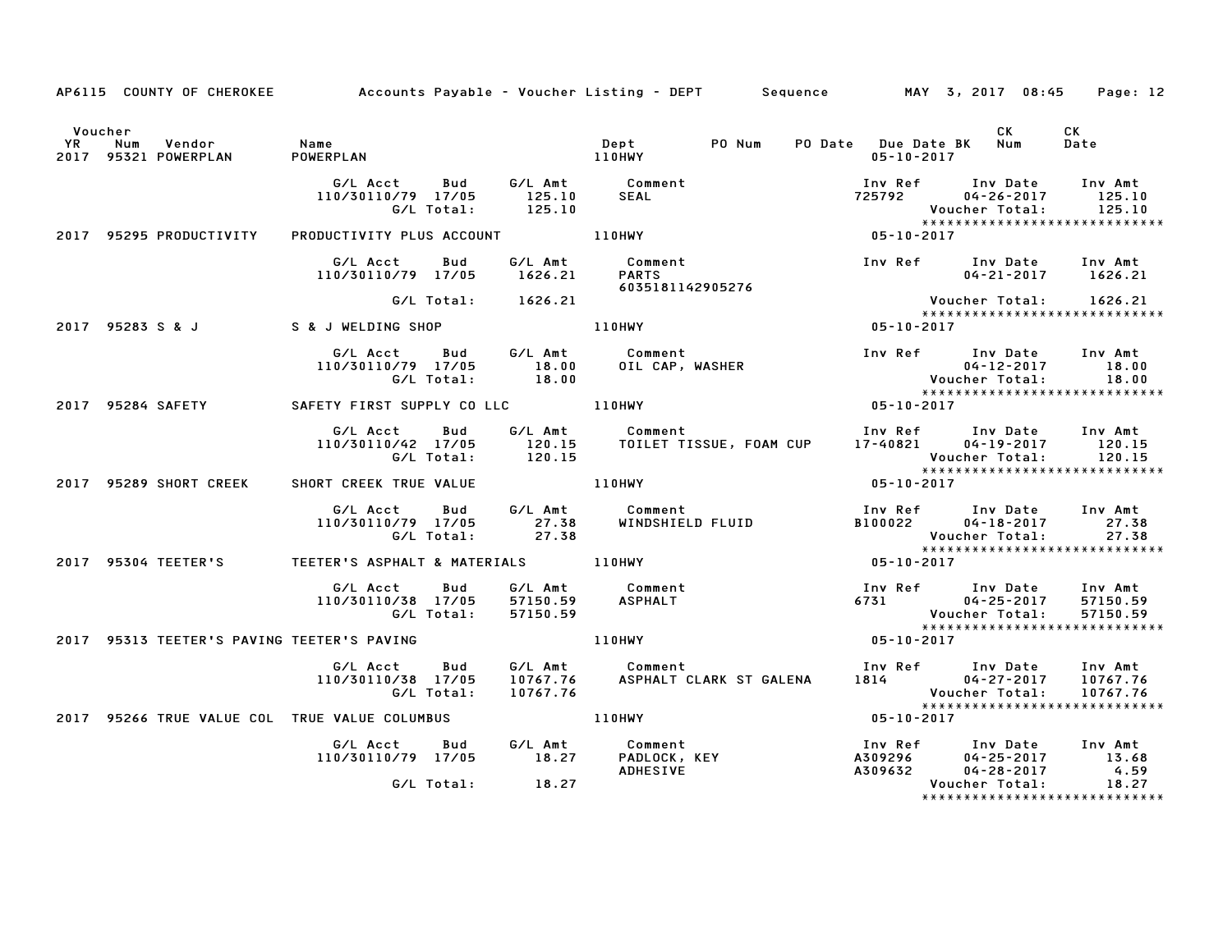AP6115 COUNTY OF CHEROKEE Accounts Payable - Voucher Listing - DEPT Sequence MAY 3, 2017 08:45

| Voucher YR | Num | Vendor | Name | Dept | PO Num | PO Date | Due Date BK | CK Num | CK Date |
|---|---|---|---|---|---|---|---|---|---|
| 2017 | 95321 | POWERPLAN | POWERPLAN | 110HWY | | | 05-10-2017 | | |

| G/L Acct | Bud | G/L Amt | Comment | Inv Ref | Inv Date | Inv Amt |
|---|---|---|---|---|---|---|
| 110/30110/79 | 17/05 | 125.10 | SEAL | 725792 | 04-26-2017 | 125.10 |
| | G/L Total: | 125.10 | | | Voucher Total: | 125.10 |

******************************

2017 95295 PRODUCTIVITY PRODUCTIVITY PLUS ACCOUNT 110HWY 05-10-2017

| G/L Acct | Bud | G/L Amt | Comment | Inv Ref | Inv Date | Inv Amt |
|---|---|---|---|---|---|---|
| 110/30110/79 | 17/05 | 1626.21 | PARTS | | 04-21-2017 | 1626.21 |
| | | | 6035181142905276 | | | |
| | G/L Total: | 1626.21 | | | Voucher Total: | 1626.21 |

******************************

2017 95283 S & J S & J WELDING SHOP 110HWY 05-10-2017

| G/L Acct | Bud | G/L Amt | Comment | Inv Ref | Inv Date | Inv Amt |
|---|---|---|---|---|---|---|
| 110/30110/79 | 17/05 | 18.00 | OIL CAP, WASHER | | 04-12-2017 | 18.00 |
| | G/L Total: | 18.00 | | | Voucher Total: | 18.00 |

******************************

2017 95284 SAFETY SAFETY FIRST SUPPLY CO LLC 110HWY 05-10-2017

| G/L Acct | Bud | G/L Amt | Comment | Inv Ref | Inv Date | Inv Amt |
|---|---|---|---|---|---|---|
| 110/30110/42 | 17/05 | 120.15 | TOILET TISSUE, FOAM CUP | 17-40821 | 04-19-2017 | 120.15 |
| | G/L Total: | 120.15 | | | Voucher Total: | 120.15 |

******************************

2017 95289 SHORT CREEK SHORT CREEK TRUE VALUE 110HWY 05-10-2017

| G/L Acct | Bud | G/L Amt | Comment | Inv Ref | Inv Date | Inv Amt |
|---|---|---|---|---|---|---|
| 110/30110/79 | 17/05 | 27.38 | WINDSHIELD FLUID | B100022 | 04-18-2017 | 27.38 |
| | G/L Total: | 27.38 | | | Voucher Total: | 27.38 |

******************************

2017 95304 TEETER'S TEETER'S ASPHALT & MATERIALS 110HWY 05-10-2017

| G/L Acct | Bud | G/L Amt | Comment | Inv Ref | Inv Date | Inv Amt |
|---|---|---|---|---|---|---|
| 110/30110/38 | 17/05 | 57150.59 | ASPHALT | 6731 | 04-25-2017 | 57150.59 |
| | G/L Total: | 57150.59 | | | Voucher Total: | 57150.59 |

******************************

2017 95313 TEETER'S PAVING TEETER'S PAVING 110HWY 05-10-2017

| G/L Acct | Bud | G/L Amt | Comment | Inv Ref | Inv Date | Inv Amt |
|---|---|---|---|---|---|---|
| 110/30110/38 | 17/05 | 10767.76 | ASPHALT CLARK ST GALENA | 1814 | 04-27-2017 | 10767.76 |
| | G/L Total: | 10767.76 | | | Voucher Total: | 10767.76 |

******************************

2017 95266 TRUE VALUE COL TRUE VALUE COLUMBUS 110HWY 05-10-2017

| G/L Acct | Bud | G/L Amt | Comment | Inv Ref | Inv Date | Inv Amt |
|---|---|---|---|---|---|---|
| 110/30110/79 | 17/05 | 18.27 | PADLOCK, KEY | A309296 | 04-25-2017 | 13.68 |
| | | | ADHESIVE | A309632 | 04-28-2017 | 4.59 |
| | G/L Total: | 18.27 | | | Voucher Total: | 18.27 |

******************************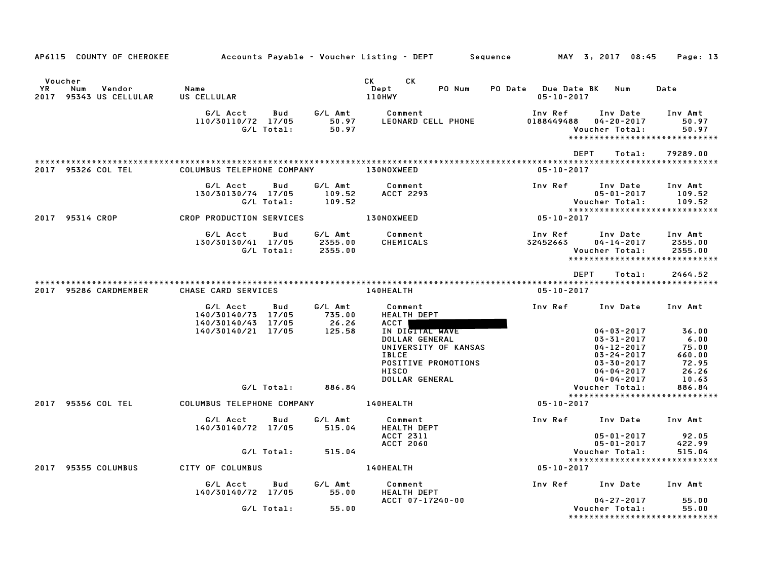AP6115 COUNTY OF CHEROKEE Accounts Payable - Voucher Listing - DEPT Sequence MAY 3, 2017 08:45

| Voucher YR | Num | Vendor | Name | CK Dept | CK | PO Num | PO Date | Due Date | BK | Num | Date |
|---|---|---|---|---|---|---|---|---|---|---|---|
| 2017 | 95343 | US CELLULAR | US CELLULAR | 110HWY | | | | 05-10-2017 | | | |

| G/L Acct | Bud | G/L Amt | Comment | Inv Ref | Inv Date | Inv Amt |
|---|---|---|---|---|---|---|
| 110/30110/72 | 17/05 | 50.97 | LEONARD CELL PHONE | 0188449488 | 04-20-2017 | 50.97 |
| | G/L Total: | 50.97 | | | Voucher Total: | 50.97 |

DEPT Total: 79289.00

| YR | Num | Vendor | Name | Dept | Due Date |
|---|---|---|---|---|---|
| 2017 | 95326 | COL TEL | COLUMBUS TELEPHONE COMPANY | 130NOXWEED | 05-10-2017 |

| G/L Acct | Bud | G/L Amt | Comment | Inv Ref | Inv Date | Inv Amt |
|---|---|---|---|---|---|---|
| 130/30130/74 | 17/05 | 109.52 | ACCT 2293 | | 05-01-2017 | 109.52 |
| | G/L Total: | 109.52 | | | Voucher Total: | 109.52 |

| YR | Num | Vendor | Name | Dept | Due Date |
|---|---|---|---|---|---|
| 2017 | 95314 | CROP | CROP PRODUCTION SERVICES | 130NOXWEED | 05-10-2017 |

| G/L Acct | Bud | G/L Amt | Comment | Inv Ref | Inv Date | Inv Amt |
|---|---|---|---|---|---|---|
| 130/30130/41 | 17/05 | 2355.00 | CHEMICALS | 32452663 | 04-14-2017 | 2355.00 |
| | G/L Total: | 2355.00 | | | Voucher Total: | 2355.00 |

DEPT Total: 2464.52

| YR | Num | Vendor | Name | Dept | Due Date |
|---|---|---|---|---|---|
| 2017 | 95286 | CARDMEMBER | CHASE CARD SERVICES | 140HEALTH | 05-10-2017 |

| G/L Acct | Bud | G/L Amt | Comment | Inv Ref | Inv Date | Inv Amt |
|---|---|---|---|---|---|---|
| 140/30140/73 | 17/05 | 735.00 | HEALTH DEPT | | | |
| 140/30140/43 | 17/05 | 26.26 | ACCT [REDACTED] | | | |
| 140/30140/21 | 17/05 | 125.58 | IN DIGITAL WAVE | | 04-03-2017 | 36.00 |
| | | | DOLLAR GENERAL | | 03-31-2017 | 6.00 |
| | | | UNIVERSITY OF KANSAS | | 04-12-2017 | 75.00 |
| | | | IBLCE | | 03-24-2017 | 660.00 |
| | | | POSITIVE PROMOTIONS | | 03-30-2017 | 72.95 |
| | | | HISCO | | 04-04-2017 | 26.26 |
| | | | DOLLAR GENERAL | | 04-04-2017 | 10.63 |
| | G/L Total: | 886.84 | | | Voucher Total: | 886.84 |

| YR | Num | Vendor | Name | Dept | Due Date |
|---|---|---|---|---|---|
| 2017 | 95356 | COL TEL | COLUMBUS TELEPHONE COMPANY | 140HEALTH | 05-10-2017 |

| G/L Acct | Bud | G/L Amt | Comment | Inv Ref | Inv Date | Inv Amt |
|---|---|---|---|---|---|---|
| 140/30140/72 | 17/05 | 515.04 | HEALTH DEPT | | | |
| | | | ACCT 2311 | | 05-01-2017 | 92.05 |
| | | | ACCT 2060 | | 05-01-2017 | 422.99 |
| | G/L Total: | 515.04 | | | Voucher Total: | 515.04 |

| YR | Num | Vendor | Name | Dept | Due Date |
|---|---|---|---|---|---|
| 2017 | 95355 | COLUMBUS | CITY OF COLUMBUS | 140HEALTH | 05-10-2017 |

| G/L Acct | Bud | G/L Amt | Comment | Inv Ref | Inv Date | Inv Amt |
|---|---|---|---|---|---|---|
| 140/30140/72 | 17/05 | 55.00 | HEALTH DEPT | | | |
| | | | ACCT 07-17240-00 | | 04-27-2017 | 55.00 |
| | G/L Total: | 55.00 | | | Voucher Total: | 55.00 |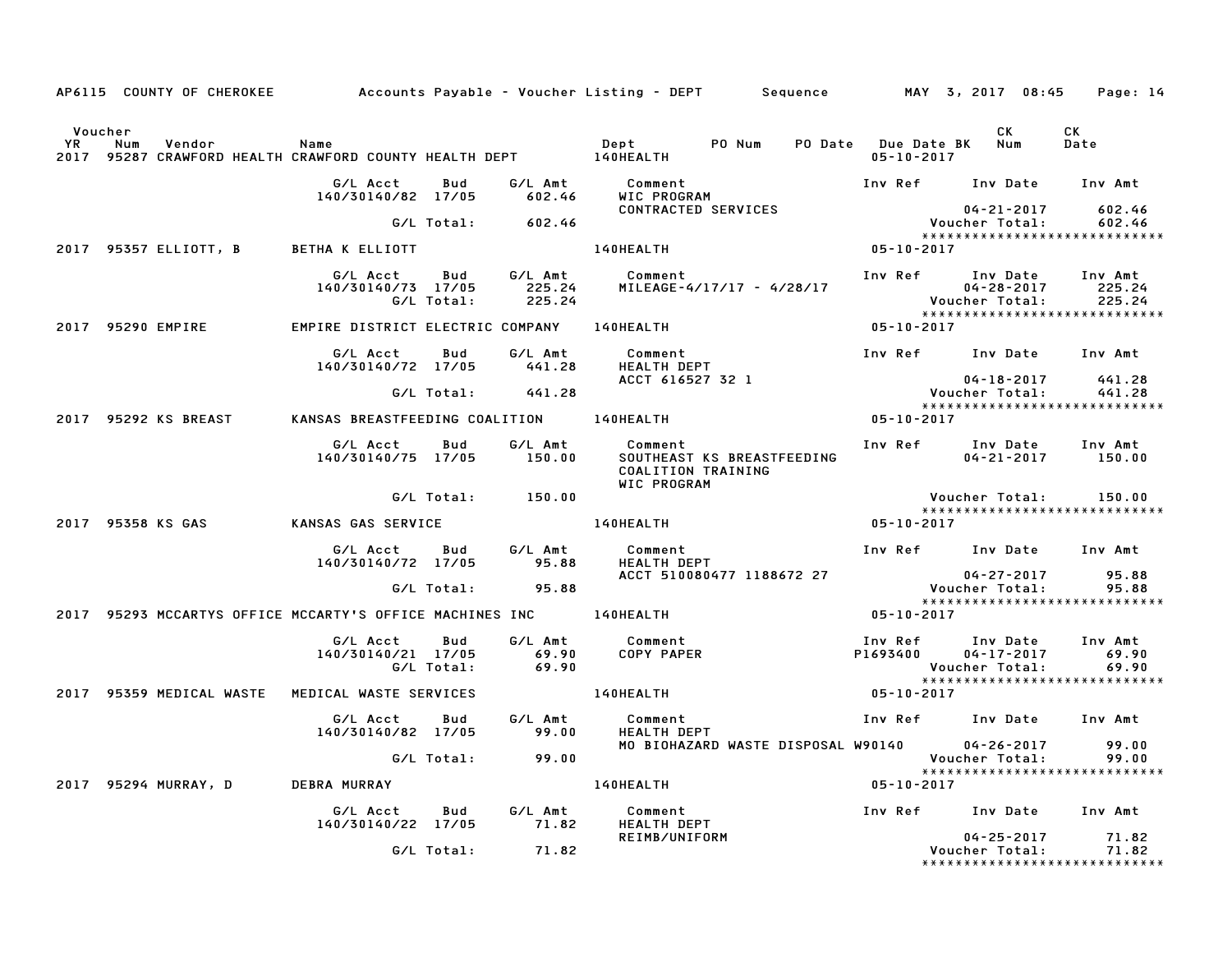AP6115 COUNTY OF CHEROKEE Accounts Payable - Voucher Listing - DEPT Sequence MAY 3, 2017 08:45

| Voucher YR | Num | Vendor | Name | Dept | PO Num | PO Date | Due Date BK | CK Num | CK Date |
|---|---|---|---|---|---|---|---|---|---|
| 2017 | 95287 | CRAWFORD HEALTH | CRAWFORD COUNTY HEALTH DEPT | 140HEALTH | | | 05-10-2017 | | |

| G/L Acct | Bud | G/L Amt | Comment | Inv Ref | Inv Date | Inv Amt |
|---|---|---|---|---|---|---|
| 140/30140/82 | 17/05 | 602.46 | WIC PROGRAM CONTRACTED SERVICES | | 04-21-2017 | 602.46 |
| | G/L Total: | 602.46 | | | Voucher Total: | 602.46 |

****************************

| Voucher YR | Num | Vendor | Name | Dept | Due Date |
|---|---|---|---|---|---|
| 2017 | 95357 | ELLIOTT, B | BETHA K ELLIOTT | 140HEALTH | 05-10-2017 |

| G/L Acct | Bud | G/L Amt | Comment | Inv Ref | Inv Date | Inv Amt |
|---|---|---|---|---|---|---|
| 140/30140/73 | 17/05 | 225.24 | MILEAGE-4/17/17 - 4/28/17 | | 04-28-2017 | 225.24 |
| | G/L Total: | 225.24 | | | Voucher Total: | 225.24 |

****************************

| Voucher YR | Num | Vendor | Name | Dept | Due Date |
|---|---|---|---|---|---|
| 2017 | 95290 | EMPIRE | EMPIRE DISTRICT ELECTRIC COMPANY | 140HEALTH | 05-10-2017 |

| G/L Acct | Bud | G/L Amt | Comment | Inv Ref | Inv Date | Inv Amt |
|---|---|---|---|---|---|---|
| 140/30140/72 | 17/05 | 441.28 | HEALTH DEPT ACCT 616527 32 1 | | 04-18-2017 | 441.28 |
| | G/L Total: | 441.28 | | | Voucher Total: | 441.28 |

****************************

| Voucher YR | Num | Vendor | Name | Dept | Due Date |
|---|---|---|---|---|---|
| 2017 | 95292 | KS BREAST | KANSAS BREASTFEEDING COALITION | 140HEALTH | 05-10-2017 |

| G/L Acct | Bud | G/L Amt | Comment | Inv Ref | Inv Date | Inv Amt |
|---|---|---|---|---|---|---|
| 140/30140/75 | 17/05 | 150.00 | SOUTHEAST KS BREASTFEEDING COALITION TRAINING WIC PROGRAM | | 04-21-2017 | 150.00 |
| | G/L Total: | 150.00 | | | Voucher Total: | 150.00 |

****************************

| Voucher YR | Num | Vendor | Name | Dept | Due Date |
|---|---|---|---|---|---|
| 2017 | 95358 | KS GAS | KANSAS GAS SERVICE | 140HEALTH | 05-10-2017 |

| G/L Acct | Bud | G/L Amt | Comment | Inv Ref | Inv Date | Inv Amt |
|---|---|---|---|---|---|---|
| 140/30140/72 | 17/05 | 95.88 | HEALTH DEPT ACCT 510080477 1188672 27 | | 04-27-2017 | 95.88 |
| | G/L Total: | 95.88 | | | Voucher Total: | 95.88 |

****************************

| Voucher YR | Num | Vendor | Name | Dept | Due Date |
|---|---|---|---|---|---|
| 2017 | 95293 | MCCARTYS OFFICE | MCCARTY'S OFFICE MACHINES INC | 140HEALTH | 05-10-2017 |

| G/L Acct | Bud | G/L Amt | Comment | Inv Ref | Inv Date | Inv Amt |
|---|---|---|---|---|---|---|
| 140/30140/21 | 17/05 | 69.90 | COPY PAPER | P1693400 | 04-17-2017 | 69.90 |
| | G/L Total: | 69.90 | | | Voucher Total: | 69.90 |

****************************

| Voucher YR | Num | Vendor | Name | Dept | Due Date |
|---|---|---|---|---|---|
| 2017 | 95359 | MEDICAL WASTE | MEDICAL WASTE SERVICES | 140HEALTH | 05-10-2017 |

| G/L Acct | Bud | G/L Amt | Comment | Inv Ref | Inv Date | Inv Amt |
|---|---|---|---|---|---|---|
| 140/30140/82 | 17/05 | 99.00 | HEALTH DEPT MO BIOHAZARD WASTE DISPOSAL | W90140 | 04-26-2017 | 99.00 |
| | G/L Total: | 99.00 | | | Voucher Total: | 99.00 |

****************************

| Voucher YR | Num | Vendor | Name | Dept | Due Date |
|---|---|---|---|---|---|
| 2017 | 95294 | MURRAY, D | DEBRA MURRAY | 140HEALTH | 05-10-2017 |

| G/L Acct | Bud | G/L Amt | Comment | Inv Ref | Inv Date | Inv Amt |
|---|---|---|---|---|---|---|
| 140/30140/22 | 17/05 | 71.82 | HEALTH DEPT REIMB/UNIFORM | | 04-25-2017 | 71.82 |
| | G/L Total: | 71.82 | | | Voucher Total: | 71.82 |

****************************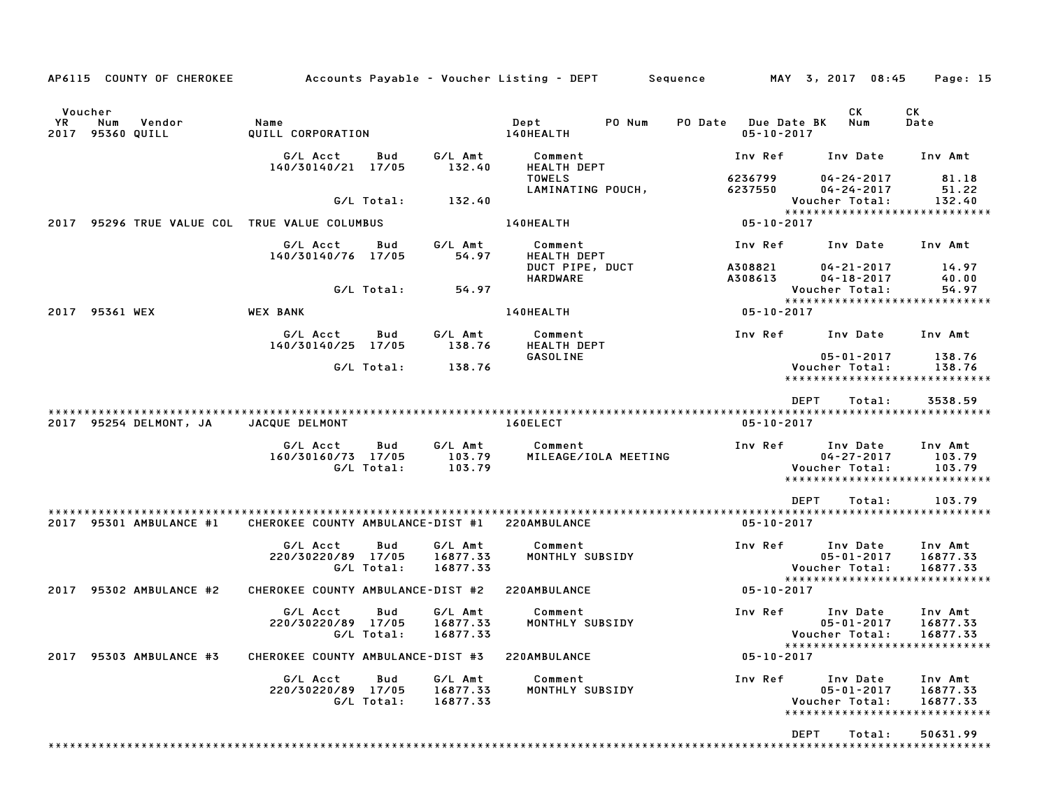AP6115 COUNTY OF CHEROKEE Accounts Payable - Voucher Listing - DEPT Sequence MAY 3, 2017 08:45 Page: 15

| Voucher YR | Num | Vendor | Name | Dept | PO Num | PO Date | Due Date BK | CK Num | CK Date |
|---|---|---|---|---|---|---|---|---|---|
| 2017 | 95360 | QUILL | QUILL CORPORATION | 140HEALTH | | | 05-10-2017 | | |

| G/L Acct | Bud | G/L Amt | Comment | Inv Ref | Inv Date | Inv Amt |
|---|---|---|---|---|---|---|
| 140/30140/21 | 17/05 | 132.40 | HEALTH DEPT | | | |
| | | | TOWELS | 6236799 | 04-24-2017 | 81.18 |
| | | | LAMINATING POUCH, | 6237550 | 04-24-2017 | 51.22 |
| | G/L Total: | 132.40 | | | Voucher Total: | 132.40 |

*****************************

| Voucher YR | Num | Vendor | Name | Dept | Due Date |
|---|---|---|---|---|---|
| 2017 | 95296 | TRUE VALUE COL | TRUE VALUE COLUMBUS | 140HEALTH | 05-10-2017 |

| G/L Acct | Bud | G/L Amt | Comment | Inv Ref | Inv Date | Inv Amt |
|---|---|---|---|---|---|---|
| 140/30140/76 | 17/05 | 54.97 | HEALTH DEPT | | | |
| | | | DUCT PIPE, DUCT | A308821 | 04-21-2017 | 14.97 |
| | | | HARDWARE | A308613 | 04-18-2017 | 40.00 |
| | G/L Total: | 54.97 | | | Voucher Total: | 54.97 |

*****************************

| Voucher YR | Num | Vendor | Name | Dept | Due Date |
|---|---|---|---|---|---|
| 2017 | 95361 | WEX | WEX BANK | 140HEALTH | 05-10-2017 |

| G/L Acct | Bud | G/L Amt | Comment | Inv Ref | Inv Date | Inv Amt |
|---|---|---|---|---|---|---|
| 140/30140/25 | 17/05 | 138.76 | HEALTH DEPT | | | |
| | | | GASOLINE | | 05-01-2017 | 138.76 |
| | G/L Total: | 138.76 | | | Voucher Total: | 138.76 |

*****************************

DEPT Total: 3538.59

*****************************

| Voucher YR | Num | Vendor | Name | Dept | Due Date |
|---|---|---|---|---|---|
| 2017 | 95254 | DELMONT, JA | JACQUE DELMONT | 160ELECT | 05-10-2017 |

| G/L Acct | Bud | G/L Amt | Comment | Inv Ref | Inv Date | Inv Amt |
|---|---|---|---|---|---|---|
| 160/30160/73 | 17/05 | 103.79 | MILEAGE/IOLA MEETING | | 04-27-2017 | 103.79 |
| | G/L Total: | 103.79 | | | Voucher Total: | 103.79 |

*****************************

DEPT Total: 103.79

*****************************

| Voucher YR | Num | Vendor | Name | Dept | Due Date |
|---|---|---|---|---|---|
| 2017 | 95301 | AMBULANCE #1 | CHEROKEE COUNTY AMBULANCE-DIST #1 | 220AMBULANCE | 05-10-2017 |

| G/L Acct | Bud | G/L Amt | Comment | Inv Ref | Inv Date | Inv Amt |
|---|---|---|---|---|---|---|
| 220/30220/89 | 17/05 | 16877.33 | MONTHLY SUBSIDY | | 05-01-2017 | 16877.33 |
| | G/L Total: | 16877.33 | | | Voucher Total: | 16877.33 |

*****************************

| Voucher YR | Num | Vendor | Name | Dept | Due Date |
|---|---|---|---|---|---|
| 2017 | 95302 | AMBULANCE #2 | CHEROKEE COUNTY AMBULANCE-DIST #2 | 220AMBULANCE | 05-10-2017 |

| G/L Acct | Bud | G/L Amt | Comment | Inv Ref | Inv Date | Inv Amt |
|---|---|---|---|---|---|---|
| 220/30220/89 | 17/05 | 16877.33 | MONTHLY SUBSIDY | | 05-01-2017 | 16877.33 |
| | G/L Total: | 16877.33 | | | Voucher Total: | 16877.33 |

*****************************

| Voucher YR | Num | Vendor | Name | Dept | Due Date |
|---|---|---|---|---|---|
| 2017 | 95303 | AMBULANCE #3 | CHEROKEE COUNTY AMBULANCE-DIST #3 | 220AMBULANCE | 05-10-2017 |

| G/L Acct | Bud | G/L Amt | Comment | Inv Ref | Inv Date | Inv Amt |
|---|---|---|---|---|---|---|
| 220/30220/89 | 17/05 | 16877.33 | MONTHLY SUBSIDY | | 05-01-2017 | 16877.33 |
| | G/L Total: | 16877.33 | | | Voucher Total: | 16877.33 |

*****************************

DEPT Total: 50631.99

*****************************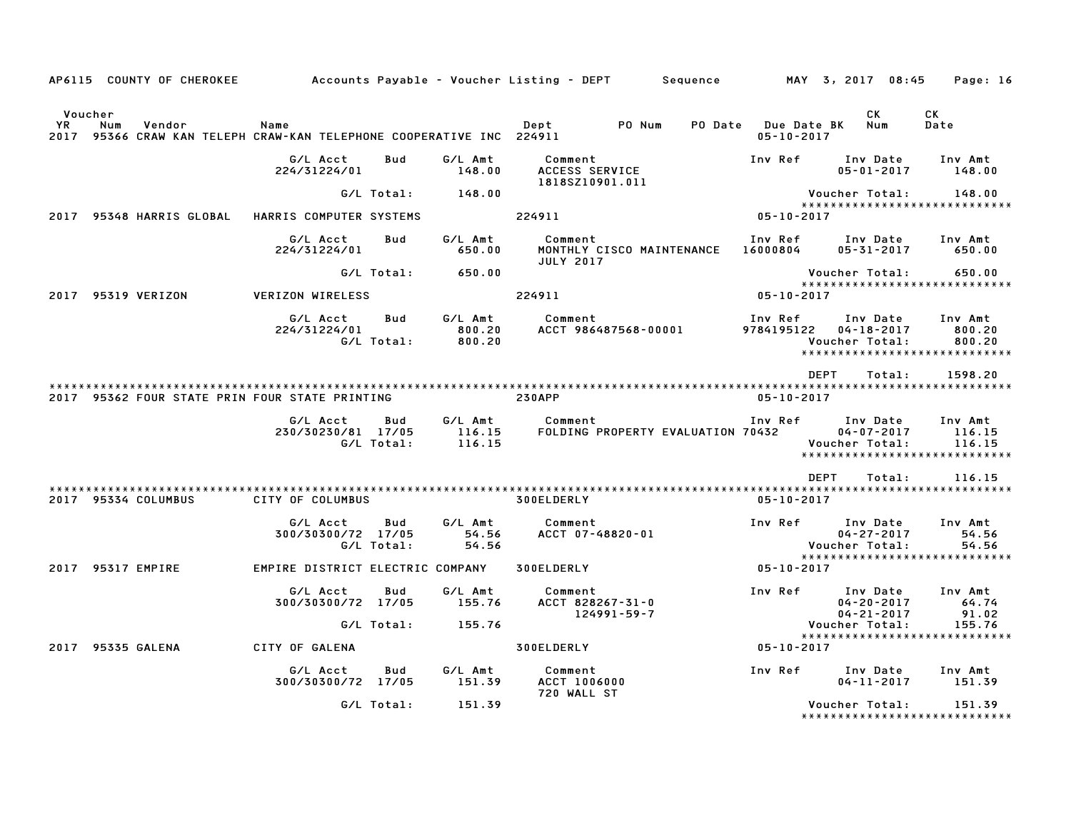AP6115 COUNTY OF CHEROKEE — Accounts Payable - Voucher Listing - DEPT — Sequence — MAY 3, 2017 08:45

| Voucher YR | Num | Vendor | Name | Dept | PO Num | PO Date | Due Date BK | CK Num | CK Date |
|---|---|---|---|---|---|---|---|---|---|
| 2017 | 95366 | CRAW KAN TELEPH | CRAW-KAN TELEPHONE COOPERATIVE INC | 224911 | | | 05-10-2017 | | |

| G/L Acct | Bud | G/L Amt | Comment | Inv Ref | Inv Date | Inv Amt |
|---|---|---|---|---|---|---|
| 224/31224/01 | | 148.00 | ACCESS SERVICE 1818SZ10901.011 | | 05-01-2017 | 148.00 |
| | G/L Total: | 148.00 | | | Voucher Total: | 148.00 |

******************************

2017 95348 HARRIS GLOBAL — HARRIS COMPUTER SYSTEMS — 224911 — 05-10-2017

| G/L Acct | Bud | G/L Amt | Comment | Inv Ref | Inv Date | Inv Amt |
|---|---|---|---|---|---|---|
| 224/31224/01 | | 650.00 | MONTHLY CISCO MAINTENANCE JULY 2017 | 16000804 | 05-31-2017 | 650.00 |
| | G/L Total: | 650.00 | | | Voucher Total: | 650.00 |

******************************

2017 95319 VERIZON — VERIZON WIRELESS — 224911 — 05-10-2017

| G/L Acct | Bud | G/L Amt | Comment | Inv Ref | Inv Date | Inv Amt |
|---|---|---|---|---|---|---|
| 224/31224/01 | | 800.20 | ACCT 986487568-00001 | 9784195122 | 04-18-2017 | 800.20 |
| | G/L Total: | 800.20 | | | Voucher Total: | 800.20 |

******************************

DEPT Total: 1598.20

******************************

2017 95362 FOUR STATE PRIN — FOUR STATE PRINTING — 230APP — 05-10-2017

| G/L Acct | Bud | G/L Amt | Comment | Inv Ref | Inv Date | Inv Amt |
|---|---|---|---|---|---|---|
| 230/30230/81 | 17/05 | 116.15 | FOLDING PROPERTY EVALUATION | 70432 | 04-07-2017 | 116.15 |
| | G/L Total: | 116.15 | | | Voucher Total: | 116.15 |

******************************

DEPT Total: 116.15

******************************

2017 95334 COLUMBUS — CITY OF COLUMBUS — 300ELDERLY — 05-10-2017

| G/L Acct | Bud | G/L Amt | Comment | Inv Ref | Inv Date | Inv Amt |
|---|---|---|---|---|---|---|
| 300/30300/72 | 17/05 | 54.56 | ACCT 07-48820-01 | | 04-27-2017 | 54.56 |
| | G/L Total: | 54.56 | | | Voucher Total: | 54.56 |

******************************

2017 95317 EMPIRE — EMPIRE DISTRICT ELECTRIC COMPANY — 300ELDERLY — 05-10-2017

| G/L Acct | Bud | G/L Amt | Comment | Inv Ref | Inv Date | Inv Amt |
|---|---|---|---|---|---|---|
| 300/30300/72 | 17/05 | 155.76 | ACCT 828267-31-0 | | 04-20-2017 | 64.74 |
| | | | 124991-59-7 | | 04-21-2017 | 91.02 |
| | G/L Total: | 155.76 | | | Voucher Total: | 155.76 |

******************************

2017 95335 GALENA — CITY OF GALENA — 300ELDERLY — 05-10-2017

| G/L Acct | Bud | G/L Amt | Comment | Inv Ref | Inv Date | Inv Amt |
|---|---|---|---|---|---|---|
| 300/30300/72 | 17/05 | 151.39 | ACCT 1006000 720 WALL ST | | 04-11-2017 | 151.39 |
| | G/L Total: | 151.39 | | | Voucher Total: | 151.39 |

******************************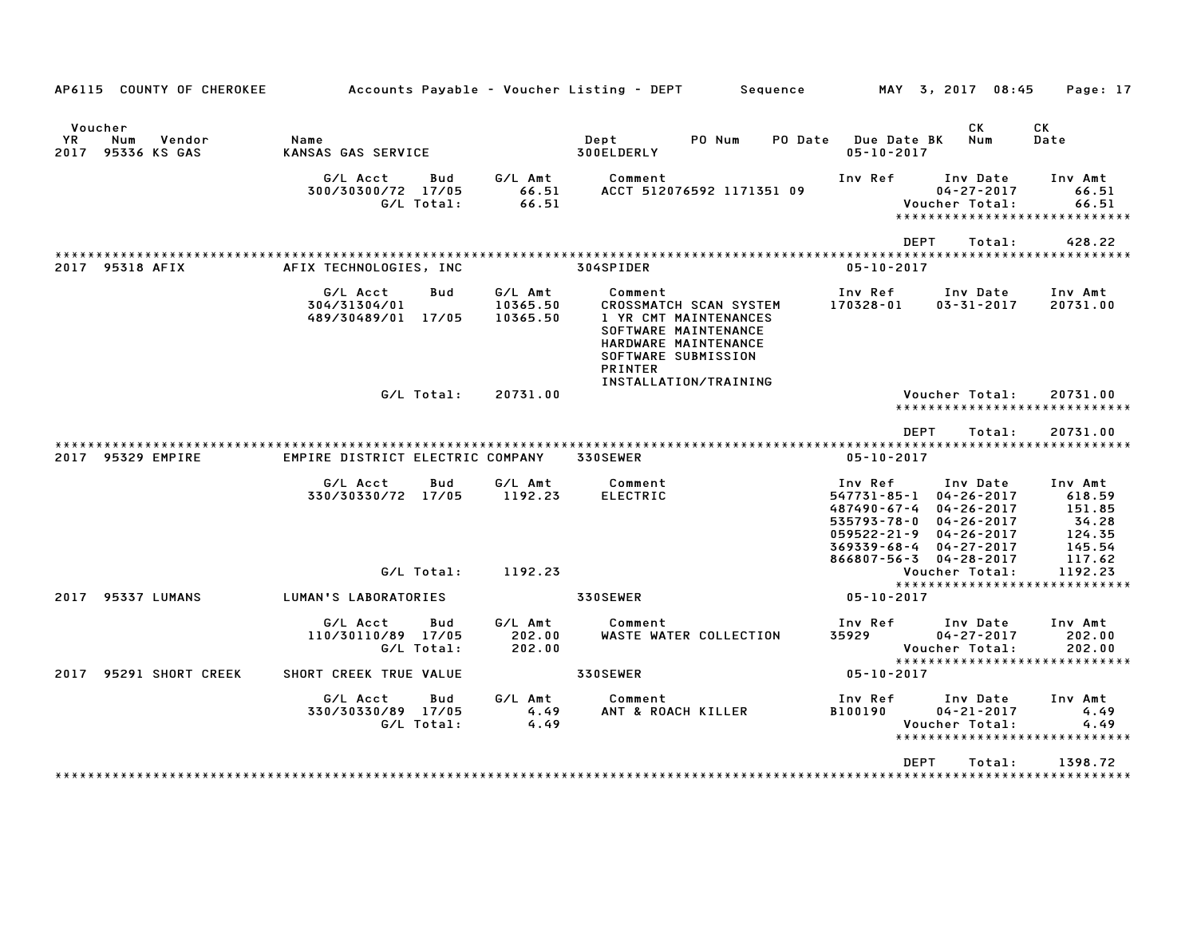AP6115 COUNTY OF CHEROKEE &nbsp;&nbsp;&nbsp; Accounts Payable - Voucher Listing - DEPT &nbsp;&nbsp;&nbsp; Sequence &nbsp;&nbsp;&nbsp; MAY 3, 2017 08:45

| Voucher YR | Num | Vendor | Name | Dept | PO Num | PO Date | Due Date BK | CK Num | CK Date |
|---|---|---|---|---|---|---|---|---|---|
| 2017 | 95336 | KS GAS | KANSAS GAS SERVICE | 300ELDERLY | | | 05-10-2017 | | |

| G/L Acct | Bud | G/L Amt | Comment | Inv Ref | Inv Date | Inv Amt |
|---|---|---|---|---|---|---|
| 300/30300/72 | 17/05 | 66.51 | ACCT 512076592 1171351 09 | | 04-27-2017 | 66.51 |
| | G/L Total: | 66.51 | | | Voucher Total: | 66.51 |

DEPT Total: 428.22

| Voucher YR | Num | Vendor | Name | Dept | PO Num | PO Date | Due Date BK | CK Num | CK Date |
|---|---|---|---|---|---|---|---|---|---|
| 2017 | 95318 | AFIX | AFIX TECHNOLOGIES, INC | 304SPIDER | | | 05-10-2017 | | |

| G/L Acct | Bud | G/L Amt | Comment | Inv Ref | Inv Date | Inv Amt |
|---|---|---|---|---|---|---|
| 304/31304/01 | | 10365.50 | CROSSMATCH SCAN SYSTEM | 170328-01 | 03-31-2017 | 20731.00 |
| 489/30489/01 | 17/05 | 10365.50 | 1 YR CMT MAINTENANCES | | | |
| | | | SOFTWARE MAINTENANCE | | | |
| | | | HARDWARE MAINTENANCE | | | |
| | | | SOFTWARE SUBMISSION | | | |
| | | | PRINTER | | | |
| | | | INSTALLATION/TRAINING | | | |
| | G/L Total: | 20731.00 | | | Voucher Total: | 20731.00 |

DEPT Total: 20731.00

| Voucher YR | Num | Vendor | Name | Dept | PO Num | PO Date | Due Date BK | CK Num | CK Date |
|---|---|---|---|---|---|---|---|---|---|
| 2017 | 95329 | EMPIRE | EMPIRE DISTRICT ELECTRIC COMPANY | 330SEWER | | | 05-10-2017 | | |

| G/L Acct | Bud | G/L Amt | Comment | Inv Ref | Inv Date | Inv Amt |
|---|---|---|---|---|---|---|
| 330/30330/72 | 17/05 | 1192.23 | ELECTRIC | 547731-85-1 | 04-26-2017 | 618.59 |
| | | | | 487490-67-4 | 04-26-2017 | 151.85 |
| | | | | 535793-78-0 | 04-26-2017 | 34.28 |
| | | | | 059522-21-9 | 04-26-2017 | 124.35 |
| | | | | 369339-68-4 | 04-27-2017 | 145.54 |
| | | | | 866807-56-3 | 04-28-2017 | 117.62 |
| | G/L Total: | 1192.23 | | | Voucher Total: | 1192.23 |

| Voucher YR | Num | Vendor | Name | Dept | PO Num | PO Date | Due Date BK | CK Num | CK Date |
|---|---|---|---|---|---|---|---|---|---|
| 2017 | 95337 | LUMANS | LUMAN'S LABORATORIES | 330SEWER | | | 05-10-2017 | | |

| G/L Acct | Bud | G/L Amt | Comment | Inv Ref | Inv Date | Inv Amt |
|---|---|---|---|---|---|---|
| 110/30110/89 | 17/05 | 202.00 | WASTE WATER COLLECTION | 35929 | 04-27-2017 | 202.00 |
| | G/L Total: | 202.00 | | | Voucher Total: | 202.00 |

| Voucher YR | Num | Vendor | Name | Dept | PO Num | PO Date | Due Date BK | CK Num | CK Date |
|---|---|---|---|---|---|---|---|---|---|
| 2017 | 95291 | SHORT CREEK | SHORT CREEK TRUE VALUE | 330SEWER | | | 05-10-2017 | | |

| G/L Acct | Bud | G/L Amt | Comment | Inv Ref | Inv Date | Inv Amt |
|---|---|---|---|---|---|---|
| 330/30330/89 | 17/05 | 4.49 | ANT & ROACH KILLER | B100190 | 04-21-2017 | 4.49 |
| | G/L Total: | 4.49 | | | Voucher Total: | 4.49 |

DEPT Total: 1398.72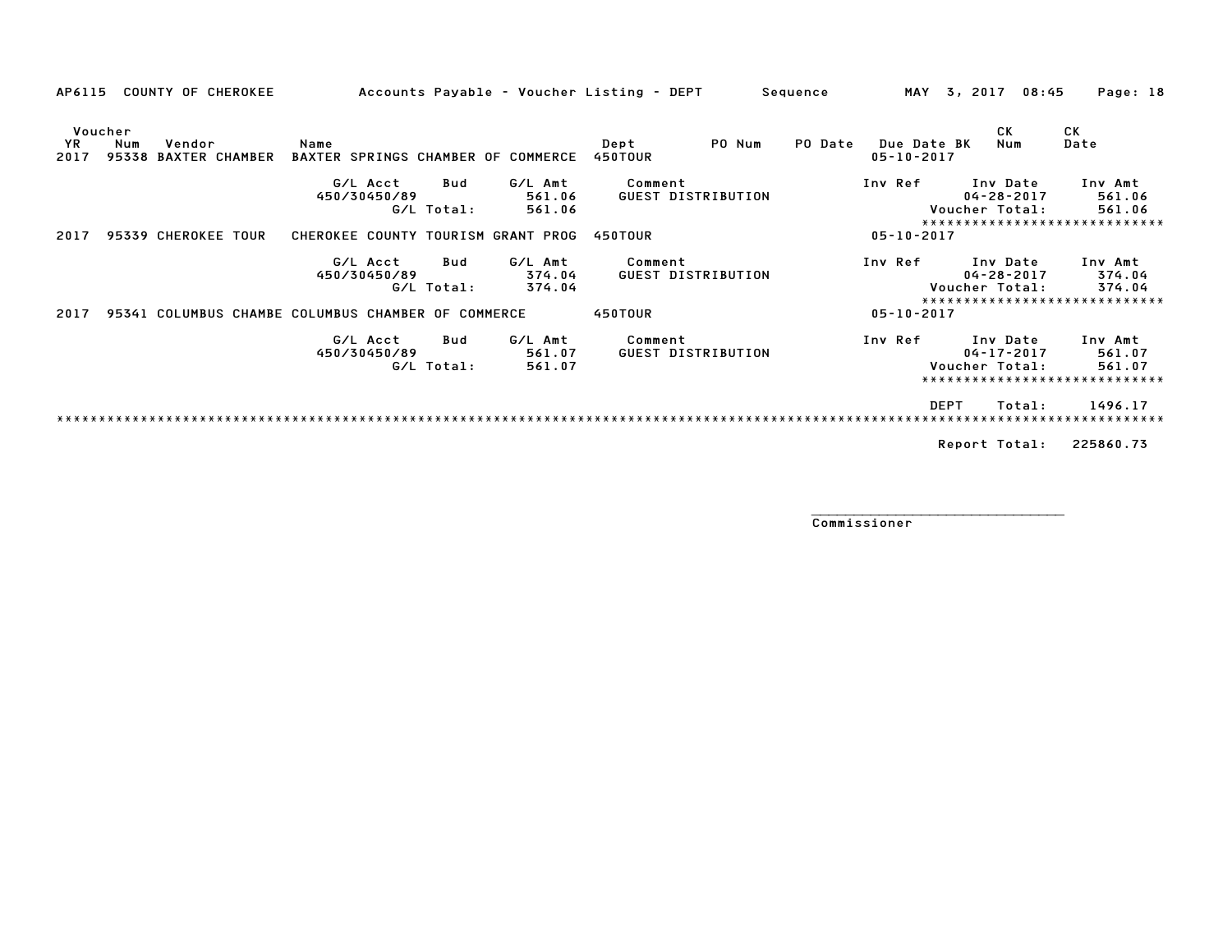AP6115 COUNTY OF CHEROKEE — Accounts Payable - Voucher Listing - DEPT — Sequence — MAY 3, 2017 08:45

| Voucher YR | Num | Vendor | Name | Dept | PO Num | PO Date | Due Date | BK | CK Num | CK Date |
|---|---|---|---|---|---|---|---|---|---|---|
| 2017 | 95338 | BAXTER CHAMBER | BAXTER SPRINGS CHAMBER OF COMMERCE | 450TOUR | | | 05-10-2017 | | | |

| G/L Acct | Bud | G/L Amt | Comment | Inv Ref | Inv Date | Inv Amt |
|---|---|---|---|---|---|---|
| 450/30450/89 | | 561.06 | GUEST DISTRIBUTION | | 04-28-2017 | 561.06 |
| | G/L Total: | 561.06 | | | Voucher Total: | 561.06 |

****************************

| Voucher YR | Num | Vendor | Name | Dept | PO Num | PO Date | Due Date | BK | CK Num | CK Date |
|---|---|---|---|---|---|---|---|---|---|---|
| 2017 | 95339 | CHEROKEE TOUR | CHEROKEE COUNTY TOURISM GRANT PROG | 450TOUR | | | 05-10-2017 | | | |

| G/L Acct | Bud | G/L Amt | Comment | Inv Ref | Inv Date | Inv Amt |
|---|---|---|---|---|---|---|
| 450/30450/89 | | 374.04 | GUEST DISTRIBUTION | | 04-28-2017 | 374.04 |
| | G/L Total: | 374.04 | | | Voucher Total: | 374.04 |

****************************

| Voucher YR | Num | Vendor | Name | Dept | PO Num | PO Date | Due Date | BK | CK Num | CK Date |
|---|---|---|---|---|---|---|---|---|---|---|
| 2017 | 95341 | COLUMBUS CHAMBE | COLUMBUS CHAMBER OF COMMERCE | 450TOUR | | | 05-10-2017 | | | |

| G/L Acct | Bud | G/L Amt | Comment | Inv Ref | Inv Date | Inv Amt |
|---|---|---|---|---|---|---|
| 450/30450/89 | | 561.07 | GUEST DISTRIBUTION | | 04-17-2017 | 561.07 |
| | G/L Total: | 561.07 | | | Voucher Total: | 561.07 |

****************************

DEPT Total: 1496.17

*************************************************************************************************************************

Report Total: 225860.73

\_\_\_\_\_\_\_\_\_\_\_\_\_\_\_\_\_\_\_\_\_\_\_\_\_\_\_\_\_\_

Commissioner